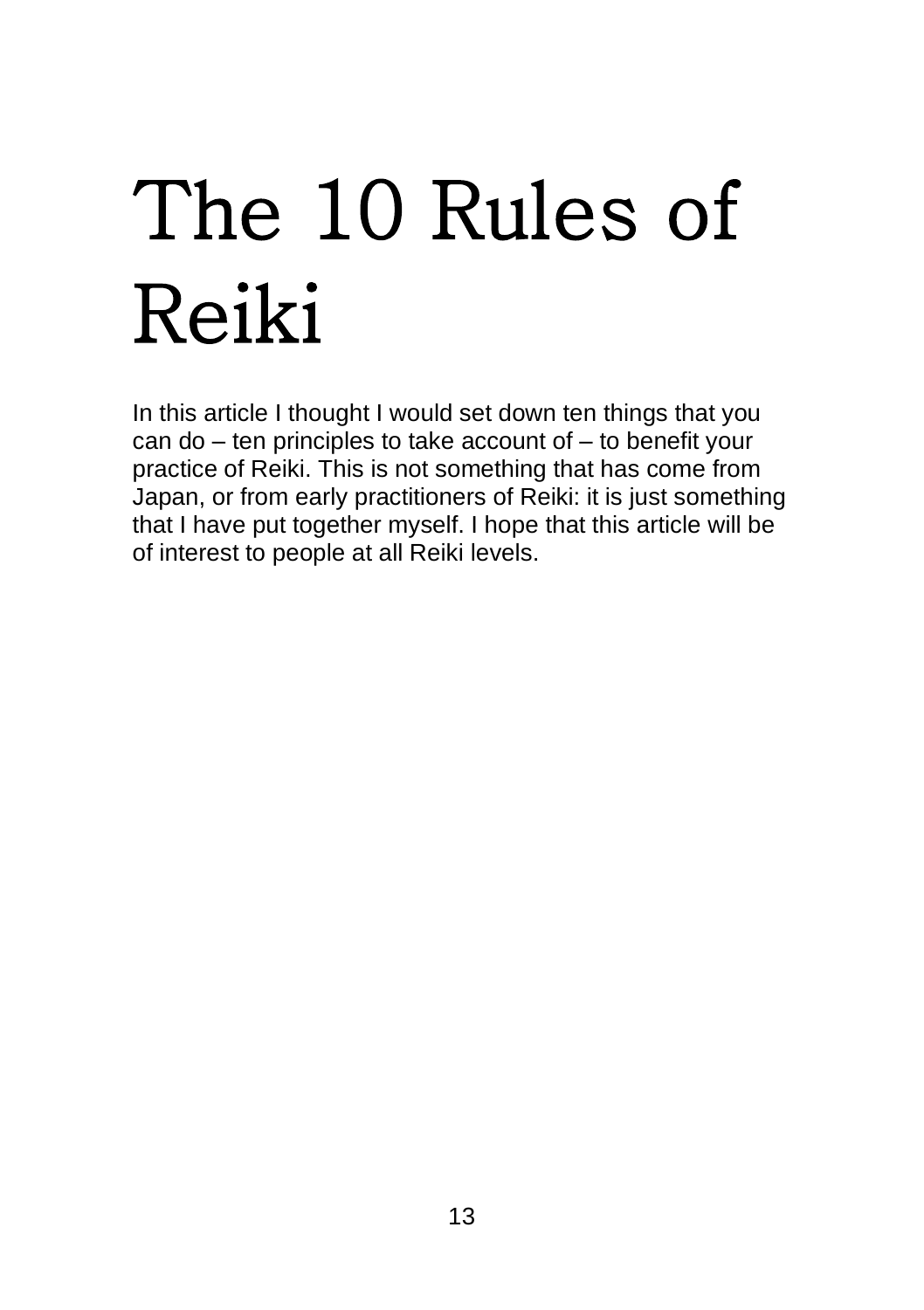# The 10 Rules of Reiki

In this article I thought I would set down ten things that you can do – ten principles to take account of – to benefit your practice of Reiki. This is not something that has come from Japan, or from early practitioners of Reiki: it is just something that I have put together myself. I hope that this article will be of interest to people at all Reiki levels.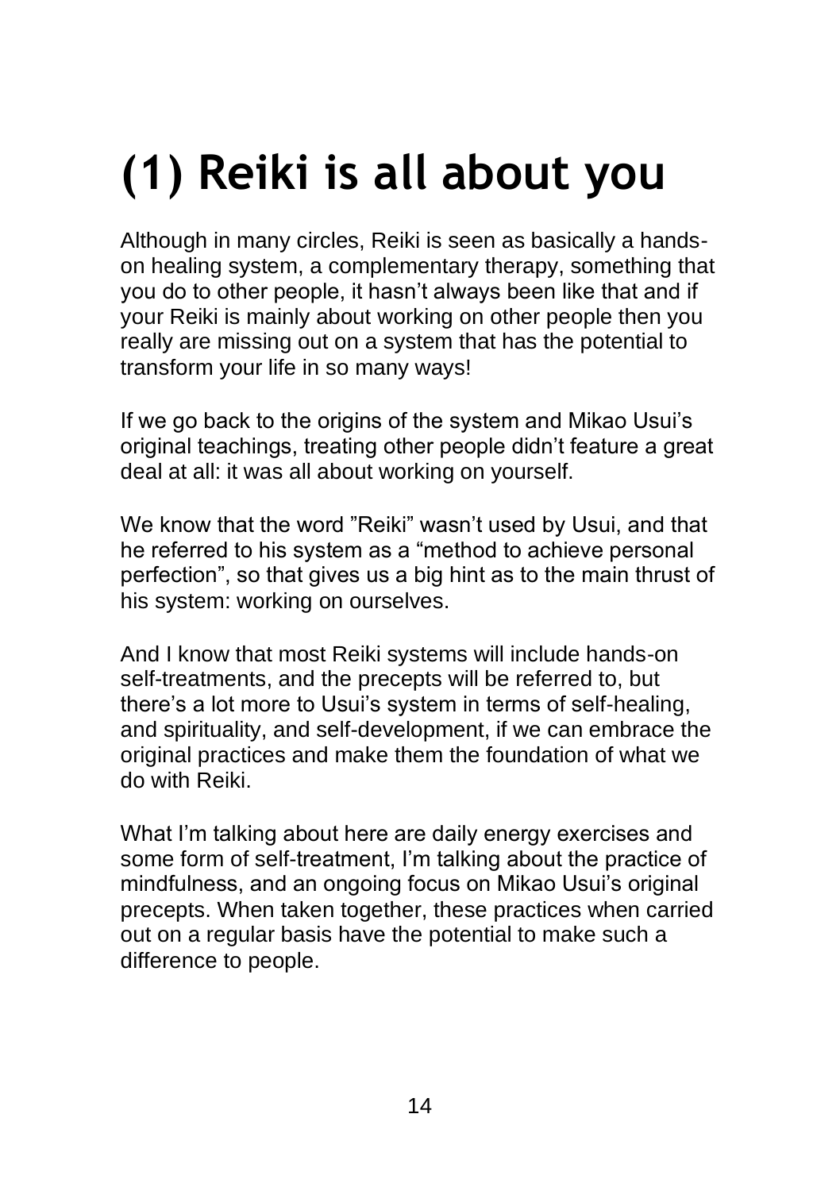# (1) Reiki is all about you

Although in many circles, Reiki is seen as basically a hands-on healing system, a complementary therapy, something that you do to other people, it hasn't always been like that and if your Reiki is mainly about working on other people then you really are missing out on a system that has the potential to transform your life in so many ways!

If we go back to the origins of the system and Mikao Usui's original teachings, treating other people didn't feature a great deal at all: it was all about working on yourself.

We know that the word "Reiki" wasn't used by Usui, and that he referred to his system as a "method to achieve personal perfection", so that gives us a big hint as to the main thrust of his system: working on ourselves.

And I know that most Reiki systems will include hands-on self-treatments, and the precepts will be referred to, but there's a lot more to Usui's system in terms of self-healing, and spirituality, and self-development, if we can embrace the original practices and make them the foundation of what we do with Reiki.

What I'm talking about here are daily energy exercises and some form of self-treatment, I'm talking about the practice of mindfulness, and an ongoing focus on Mikao Usui's original precepts. When taken together, these practices when carried out on a regular basis have the potential to make such a difference to people.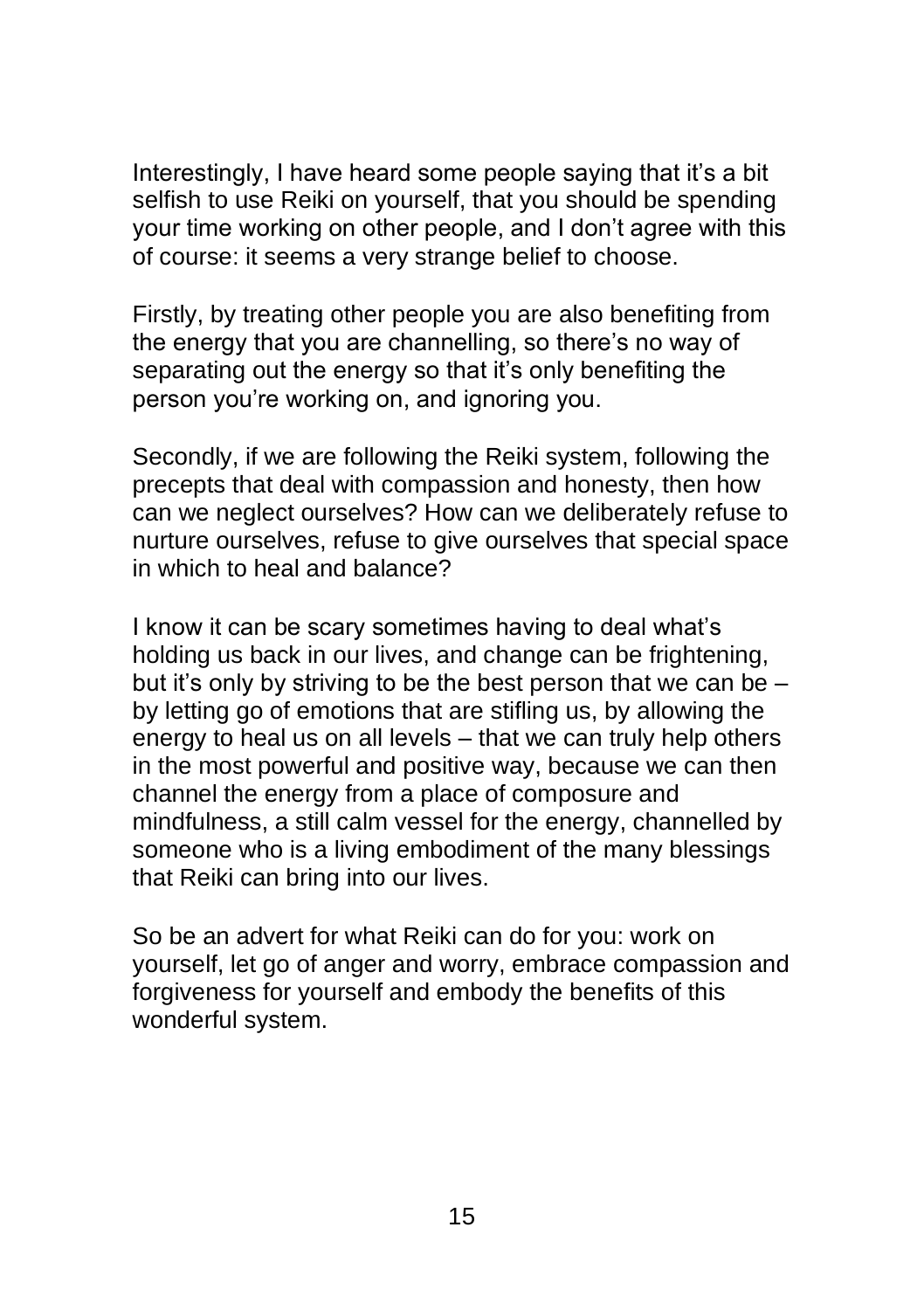Interestingly, I have heard some people saying that it's a bit selfish to use Reiki on yourself, that you should be spending your time working on other people, and I don't agree with this of course: it seems a very strange belief to choose.

Firstly, by treating other people you are also benefiting from the energy that you are channelling, so there's no way of separating out the energy so that it's only benefiting the person you're working on, and ignoring you.

Secondly, if we are following the Reiki system, following the precepts that deal with compassion and honesty, then how can we neglect ourselves? How can we deliberately refuse to nurture ourselves, refuse to give ourselves that special space in which to heal and balance?

I know it can be scary sometimes having to deal what's holding us back in our lives, and change can be frightening, but it's only by striving to be the best person that we can be – by letting go of emotions that are stifling us, by allowing the energy to heal us on all levels – that we can truly help others in the most powerful and positive way, because we can then channel the energy from a place of composure and mindfulness, a still calm vessel for the energy, channelled by someone who is a living embodiment of the many blessings that Reiki can bring into our lives.

So be an advert for what Reiki can do for you: work on yourself, let go of anger and worry, embrace compassion and forgiveness for yourself and embody the benefits of this wonderful system.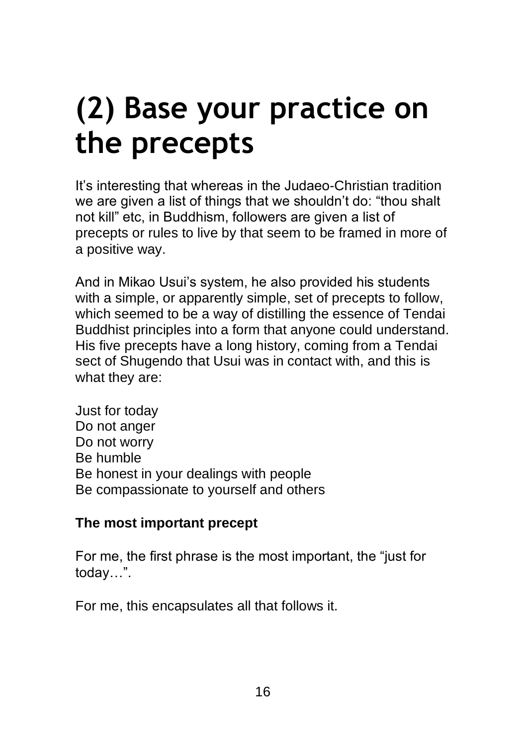# (2) Base your practice on the precepts

It's interesting that whereas in the Judaeo-Christian tradition we are given a list of things that we shouldn't do: "thou shalt not kill" etc, in Buddhism, followers are given a list of precepts or rules to live by that seem to be framed in more of a positive way.

And in Mikao Usui's system, he also provided his students with a simple, or apparently simple, set of precepts to follow, which seemed to be a way of distilling the essence of Tendai Buddhist principles into a form that anyone could understand. His five precepts have a long history, coming from a Tendai sect of Shugendo that Usui was in contact with, and this is what they are:

Just for today
Do not anger
Do not worry
Be humble
Be honest in your dealings with people
Be compassionate to yourself and others

**The most important precept**

For me, the first phrase is the most important, the "just for today…".

For me, this encapsulates all that follows it.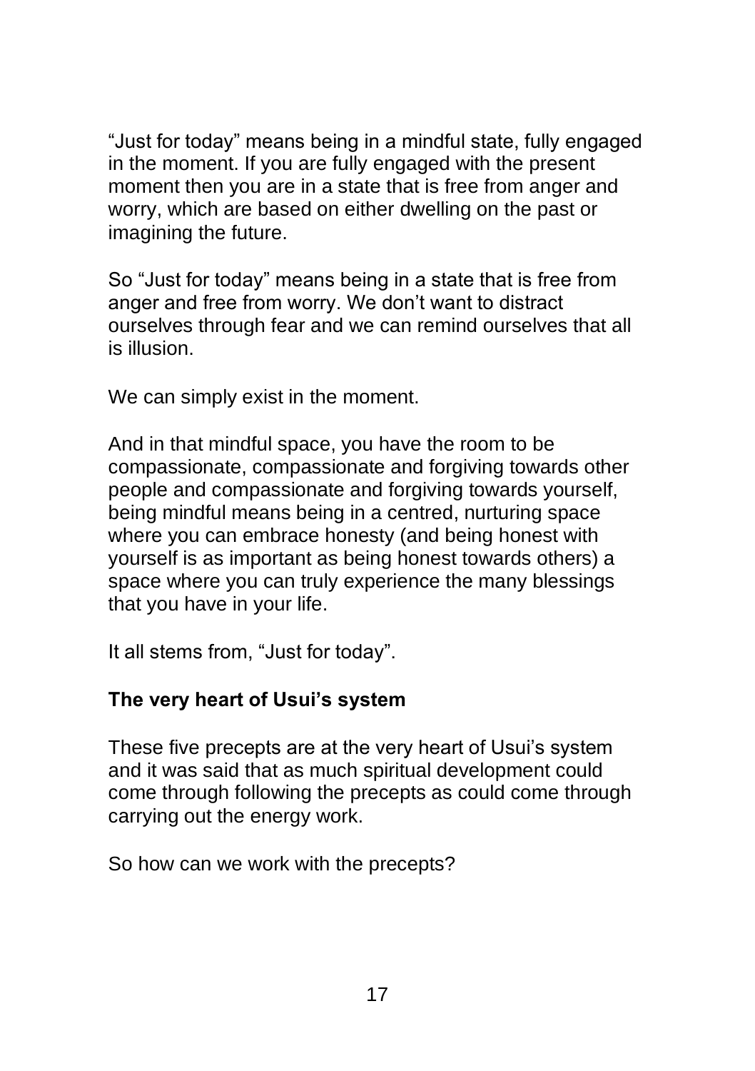"Just for today" means being in a mindful state, fully engaged in the moment. If you are fully engaged with the present moment then you are in a state that is free from anger and worry, which are based on either dwelling on the past or imagining the future.

So "Just for today" means being in a state that is free from anger and free from worry. We don't want to distract ourselves through fear and we can remind ourselves that all is illusion.

We can simply exist in the moment.

And in that mindful space, you have the room to be compassionate, compassionate and forgiving towards other people and compassionate and forgiving towards yourself, being mindful means being in a centred, nurturing space where you can embrace honesty (and being honest with yourself is as important as being honest towards others) a space where you can truly experience the many blessings that you have in your life.

It all stems from, "Just for today".

**The very heart of Usui's system**

These five precepts are at the very heart of Usui's system and it was said that as much spiritual development could come through following the precepts as could come through carrying out the energy work.

So how can we work with the precepts?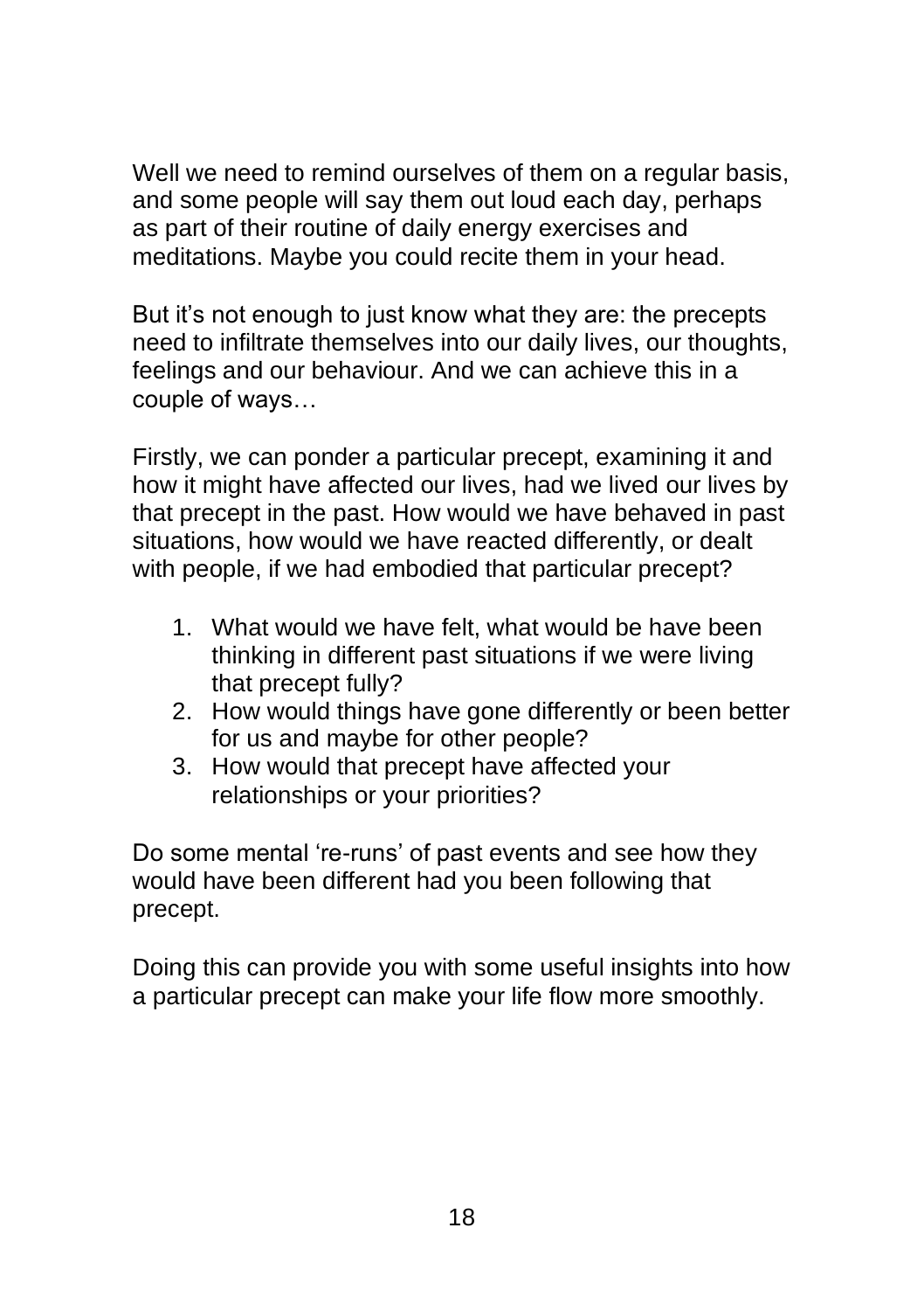Well we need to remind ourselves of them on a regular basis, and some people will say them out loud each day, perhaps as part of their routine of daily energy exercises and meditations. Maybe you could recite them in your head.

But it's not enough to just know what they are: the precepts need to infiltrate themselves into our daily lives, our thoughts, feelings and our behaviour. And we can achieve this in a couple of ways…

Firstly, we can ponder a particular precept, examining it and how it might have affected our lives, had we lived our lives by that precept in the past. How would we have behaved in past situations, how would we have reacted differently, or dealt with people, if we had embodied that particular precept?

1. What would we have felt, what would be have been thinking in different past situations if we were living that precept fully?
2. How would things have gone differently or been better for us and maybe for other people?
3. How would that precept have affected your relationships or your priorities?

Do some mental 're-runs' of past events and see how they would have been different had you been following that precept.

Doing this can provide you with some useful insights into how a particular precept can make your life flow more smoothly.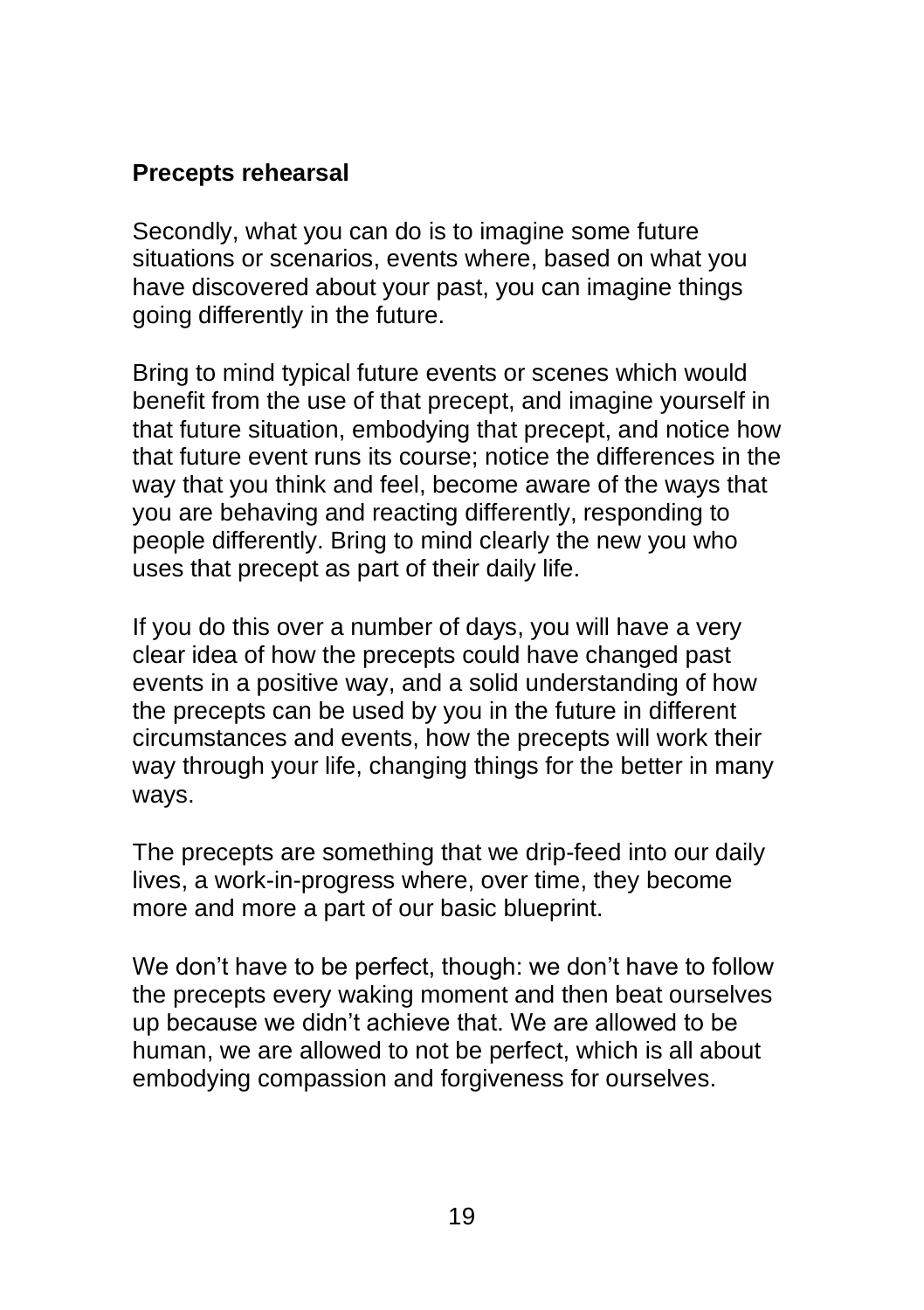**Precepts rehearsal**

Secondly, what you can do is to imagine some future situations or scenarios, events where, based on what you have discovered about your past, you can imagine things going differently in the future.

Bring to mind typical future events or scenes which would benefit from the use of that precept, and imagine yourself in that future situation, embodying that precept, and notice how that future event runs its course; notice the differences in the way that you think and feel, become aware of the ways that you are behaving and reacting differently, responding to people differently. Bring to mind clearly the new you who uses that precept as part of their daily life.

If you do this over a number of days, you will have a very clear idea of how the precepts could have changed past events in a positive way, and a solid understanding of how the precepts can be used by you in the future in different circumstances and events, how the precepts will work their way through your life, changing things for the better in many ways.

The precepts are something that we drip-feed into our daily lives, a work-in-progress where, over time, they become more and more a part of our basic blueprint.

We don't have to be perfect, though: we don't have to follow the precepts every waking moment and then beat ourselves up because we didn't achieve that. We are allowed to be human, we are allowed to not be perfect, which is all about embodying compassion and forgiveness for ourselves.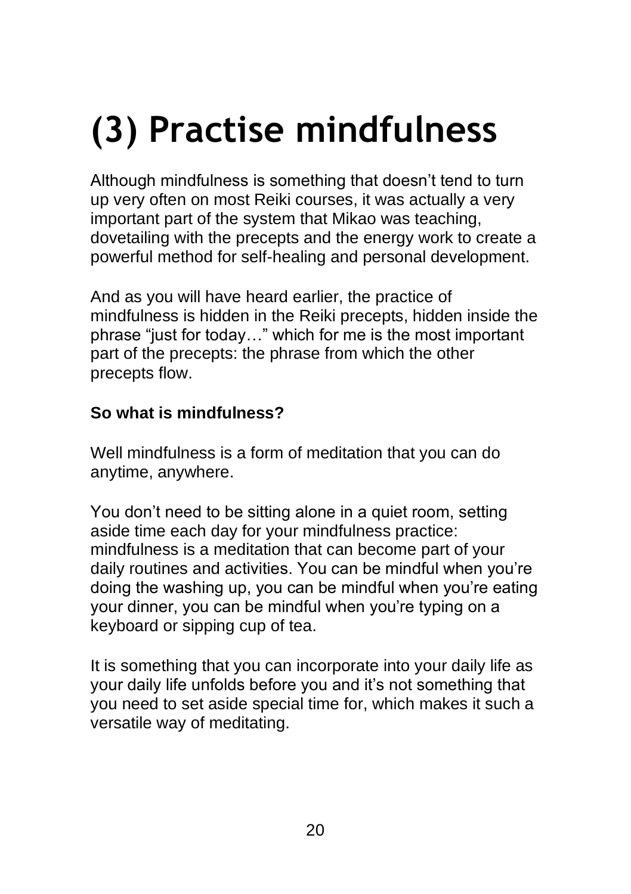# (3) Practise mindfulness

Although mindfulness is something that doesn't tend to turn up very often on most Reiki courses, it was actually a very important part of the system that Mikao was teaching, dovetailing with the precepts and the energy work to create a powerful method for self-healing and personal development.

And as you will have heard earlier, the practice of mindfulness is hidden in the Reiki precepts, hidden inside the phrase "just for today…" which for me is the most important part of the precepts: the phrase from which the other precepts flow.

**So what is mindfulness?**

Well mindfulness is a form of meditation that you can do anytime, anywhere.

You don't need to be sitting alone in a quiet room, setting aside time each day for your mindfulness practice: mindfulness is a meditation that can become part of your daily routines and activities. You can be mindful when you're doing the washing up, you can be mindful when you're eating your dinner, you can be mindful when you're typing on a keyboard or sipping cup of tea.

It is something that you can incorporate into your daily life as your daily life unfolds before you and it's not something that you need to set aside special time for, which makes it such a versatile way of meditating.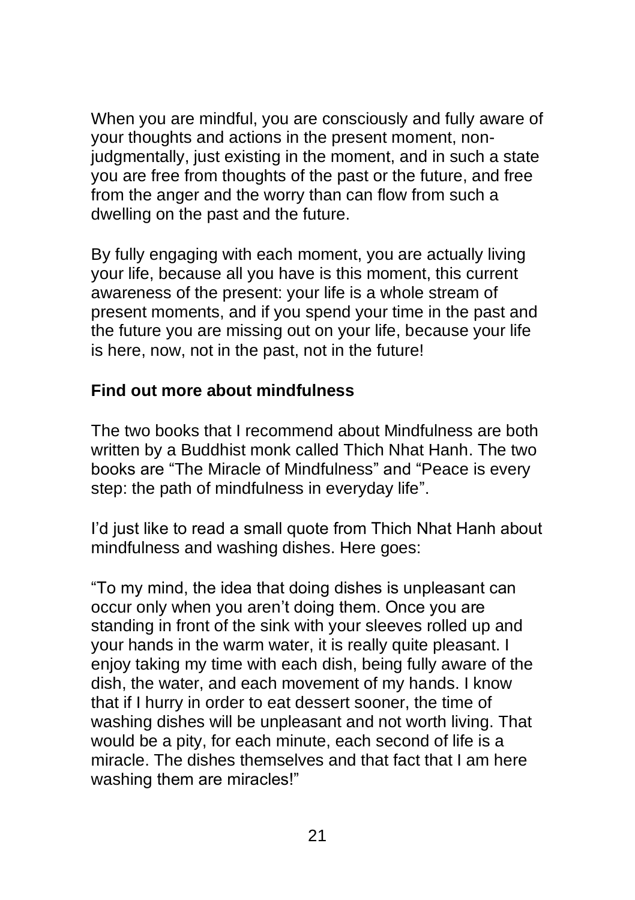When you are mindful, you are consciously and fully aware of your thoughts and actions in the present moment, non-judgmentally, just existing in the moment, and in such a state you are free from thoughts of the past or the future, and free from the anger and the worry than can flow from such a dwelling on the past and the future.

By fully engaging with each moment, you are actually living your life, because all you have is this moment, this current awareness of the present: your life is a whole stream of present moments, and if you spend your time in the past and the future you are missing out on your life, because your life is here, now, not in the past, not in the future!

**Find out more about mindfulness**

The two books that I recommend about Mindfulness are both written by a Buddhist monk called Thich Nhat Hanh. The two books are "The Miracle of Mindfulness" and "Peace is every step: the path of mindfulness in everyday life".

I'd just like to read a small quote from Thich Nhat Hanh about mindfulness and washing dishes. Here goes:

"To my mind, the idea that doing dishes is unpleasant can occur only when you aren't doing them. Once you are standing in front of the sink with your sleeves rolled up and your hands in the warm water, it is really quite pleasant. I enjoy taking my time with each dish, being fully aware of the dish, the water, and each movement of my hands. I know that if I hurry in order to eat dessert sooner, the time of washing dishes will be unpleasant and not worth living. That would be a pity, for each minute, each second of life is a miracle. The dishes themselves and that fact that I am here washing them are miracles!"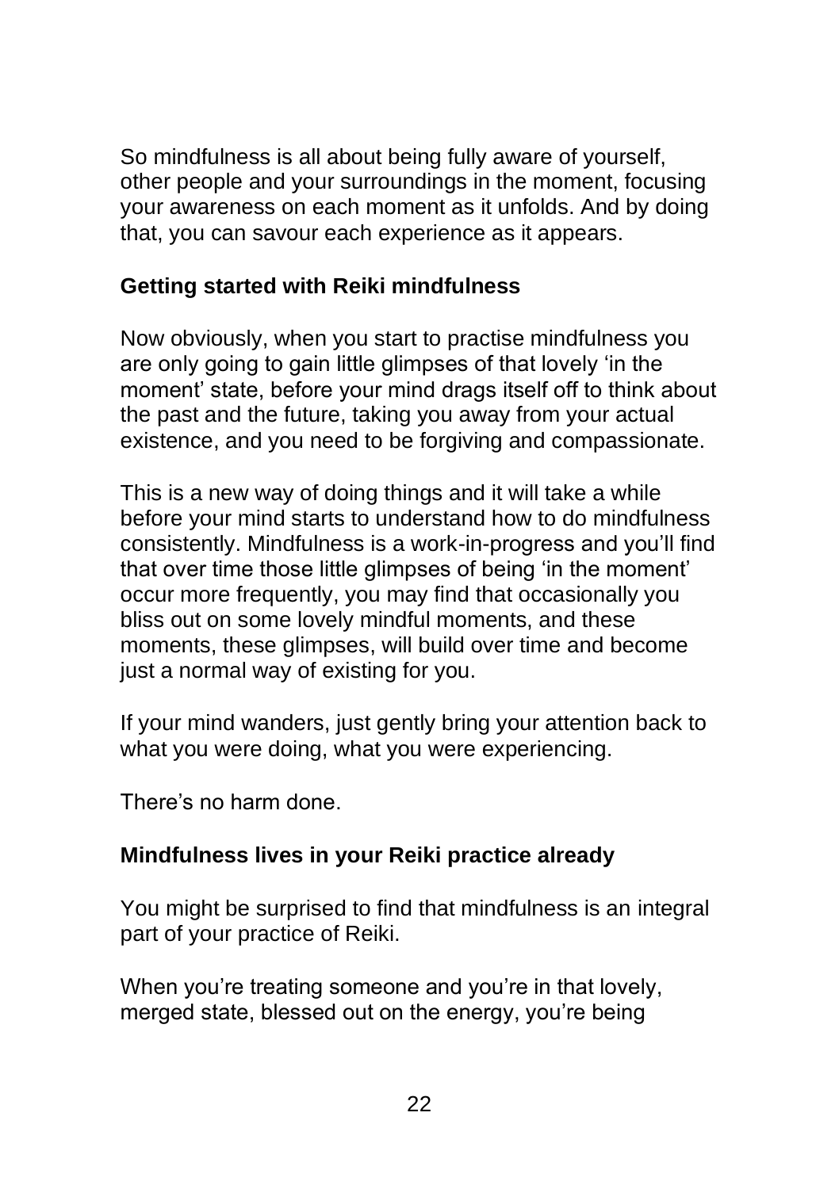So mindfulness is all about being fully aware of yourself, other people and your surroundings in the moment, focusing your awareness on each moment as it unfolds. And by doing that, you can savour each experience as it appears.

## Getting started with Reiki mindfulness

Now obviously, when you start to practise mindfulness you are only going to gain little glimpses of that lovely 'in the moment' state, before your mind drags itself off to think about the past and the future, taking you away from your actual existence, and you need to be forgiving and compassionate.

This is a new way of doing things and it will take a while before your mind starts to understand how to do mindfulness consistently. Mindfulness is a work-in-progress and you'll find that over time those little glimpses of being 'in the moment' occur more frequently, you may find that occasionally you bliss out on some lovely mindful moments, and these moments, these glimpses, will build over time and become just a normal way of existing for you.

If your mind wanders, just gently bring your attention back to what you were doing, what you were experiencing.

There's no harm done.

## Mindfulness lives in your Reiki practice already

You might be surprised to find that mindfulness is an integral part of your practice of Reiki.

When you're treating someone and you're in that lovely, merged state, blessed out on the energy, you're being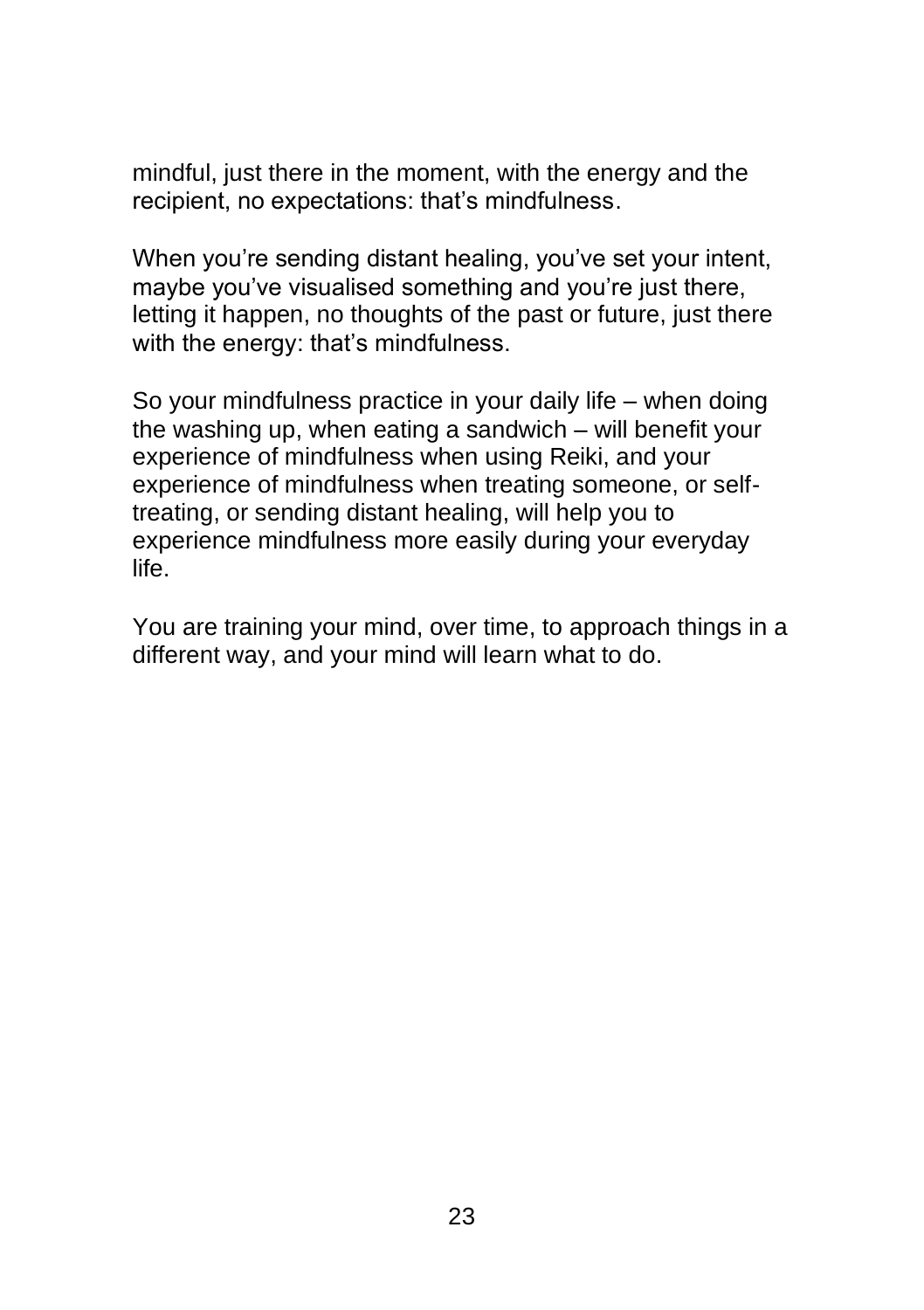mindful, just there in the moment, with the energy and the recipient, no expectations: that's mindfulness.

When you're sending distant healing, you've set your intent, maybe you've visualised something and you're just there, letting it happen, no thoughts of the past or future, just there with the energy: that's mindfulness.

So your mindfulness practice in your daily life – when doing the washing up, when eating a sandwich – will benefit your experience of mindfulness when using Reiki, and your experience of mindfulness when treating someone, or self-treating, or sending distant healing, will help you to experience mindfulness more easily during your everyday life.

You are training your mind, over time, to approach things in a different way, and your mind will learn what to do.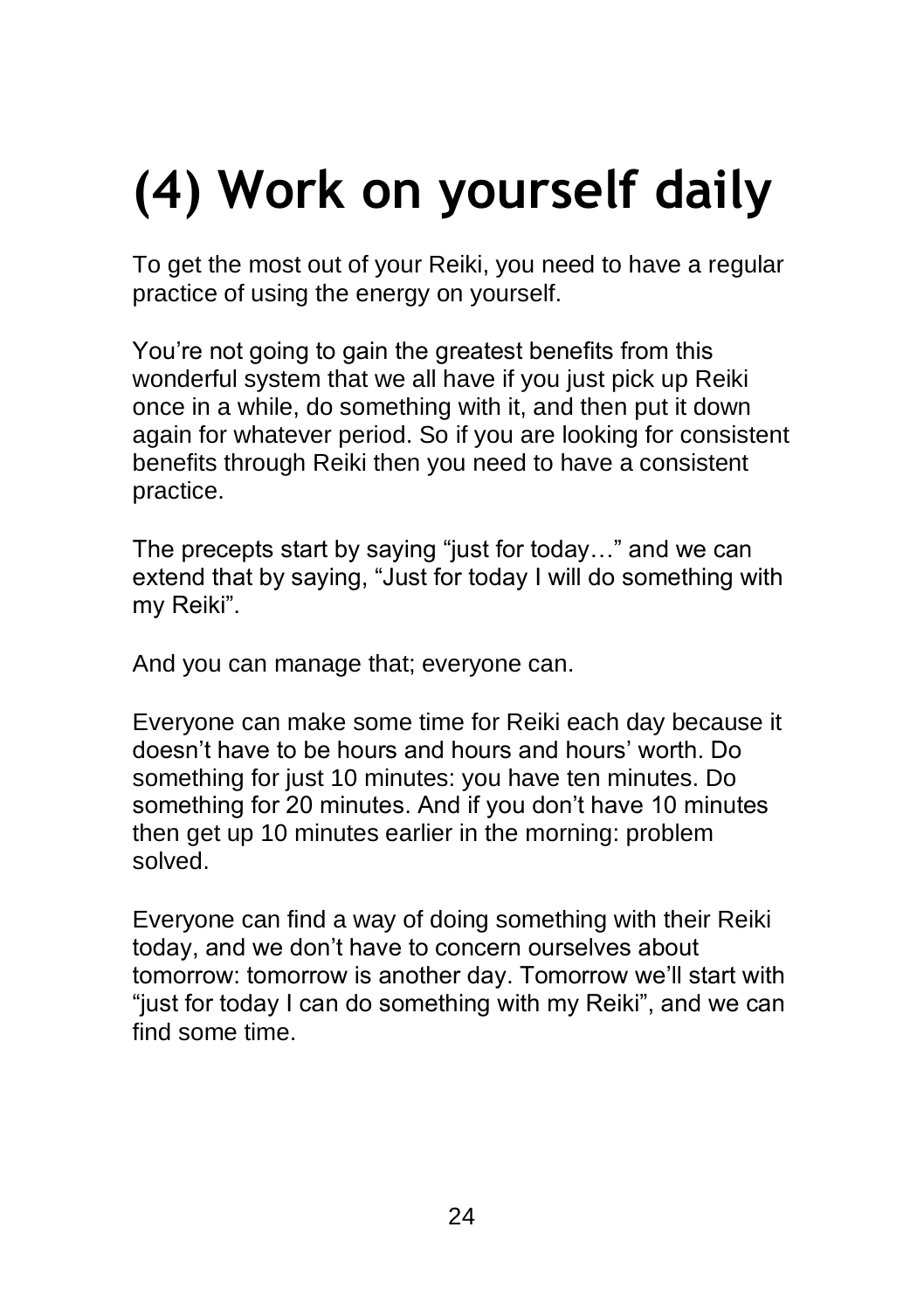# (4) Work on yourself daily

To get the most out of your Reiki, you need to have a regular practice of using the energy on yourself.

You're not going to gain the greatest benefits from this wonderful system that we all have if you just pick up Reiki once in a while, do something with it, and then put it down again for whatever period. So if you are looking for consistent benefits through Reiki then you need to have a consistent practice.

The precepts start by saying "just for today…" and we can extend that by saying, "Just for today I will do something with my Reiki".

And you can manage that; everyone can.

Everyone can make some time for Reiki each day because it doesn't have to be hours and hours and hours' worth. Do something for just 10 minutes: you have ten minutes. Do something for 20 minutes. And if you don't have 10 minutes then get up 10 minutes earlier in the morning: problem solved.

Everyone can find a way of doing something with their Reiki today, and we don't have to concern ourselves about tomorrow: tomorrow is another day. Tomorrow we'll start with "just for today I can do something with my Reiki", and we can find some time.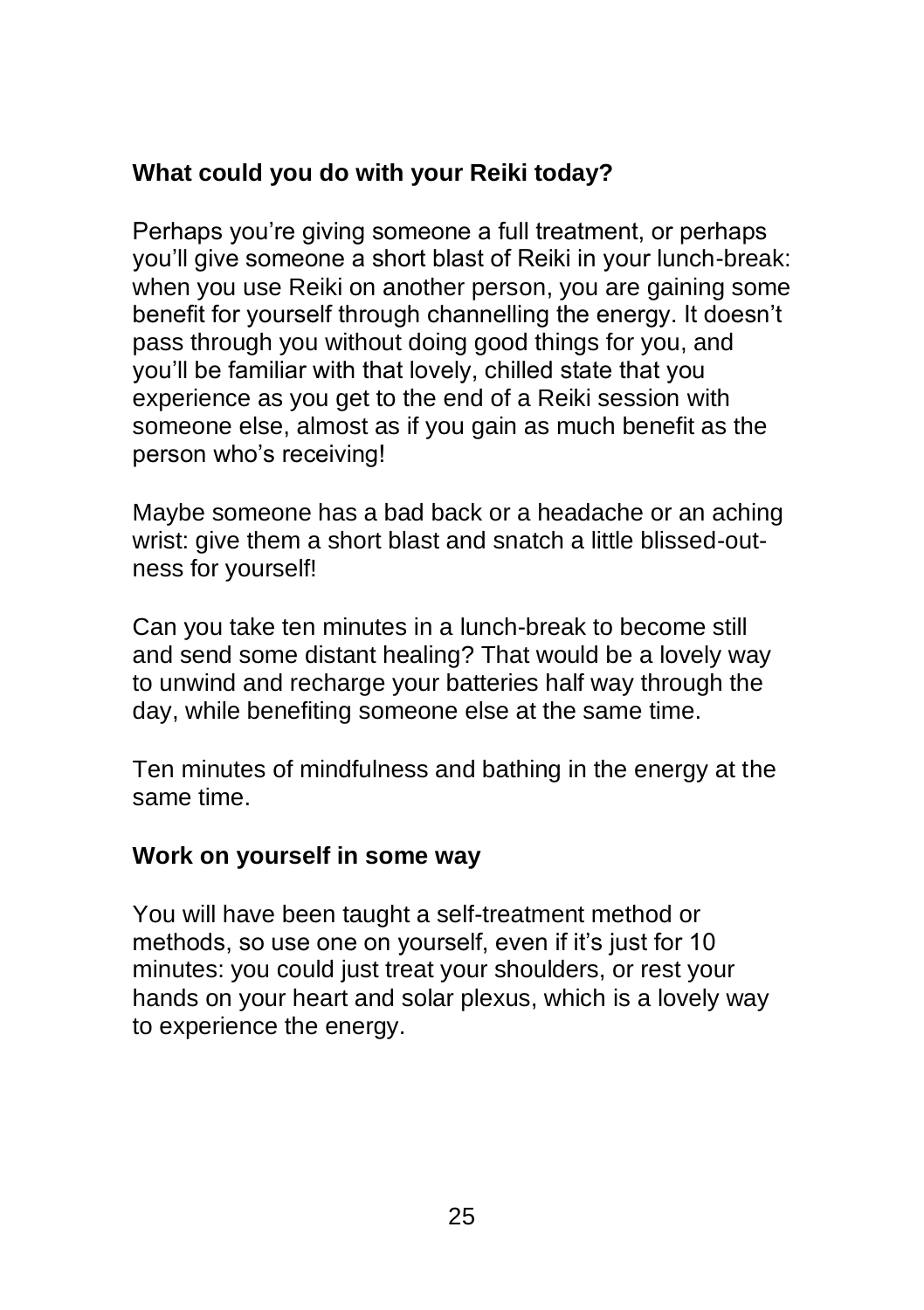**What could you do with your Reiki today?**

Perhaps you're giving someone a full treatment, or perhaps you'll give someone a short blast of Reiki in your lunch-break: when you use Reiki on another person, you are gaining some benefit for yourself through channelling the energy. It doesn't pass through you without doing good things for you, and you'll be familiar with that lovely, chilled state that you experience as you get to the end of a Reiki session with someone else, almost as if you gain as much benefit as the person who's receiving!

Maybe someone has a bad back or a headache or an aching wrist: give them a short blast and snatch a little blissed-out-ness for yourself!

Can you take ten minutes in a lunch-break to become still and send some distant healing? That would be a lovely way to unwind and recharge your batteries half way through the day, while benefiting someone else at the same time.

Ten minutes of mindfulness and bathing in the energy at the same time.

**Work on yourself in some way**

You will have been taught a self-treatment method or methods, so use one on yourself, even if it's just for 10 minutes: you could just treat your shoulders, or rest your hands on your heart and solar plexus, which is a lovely way to experience the energy.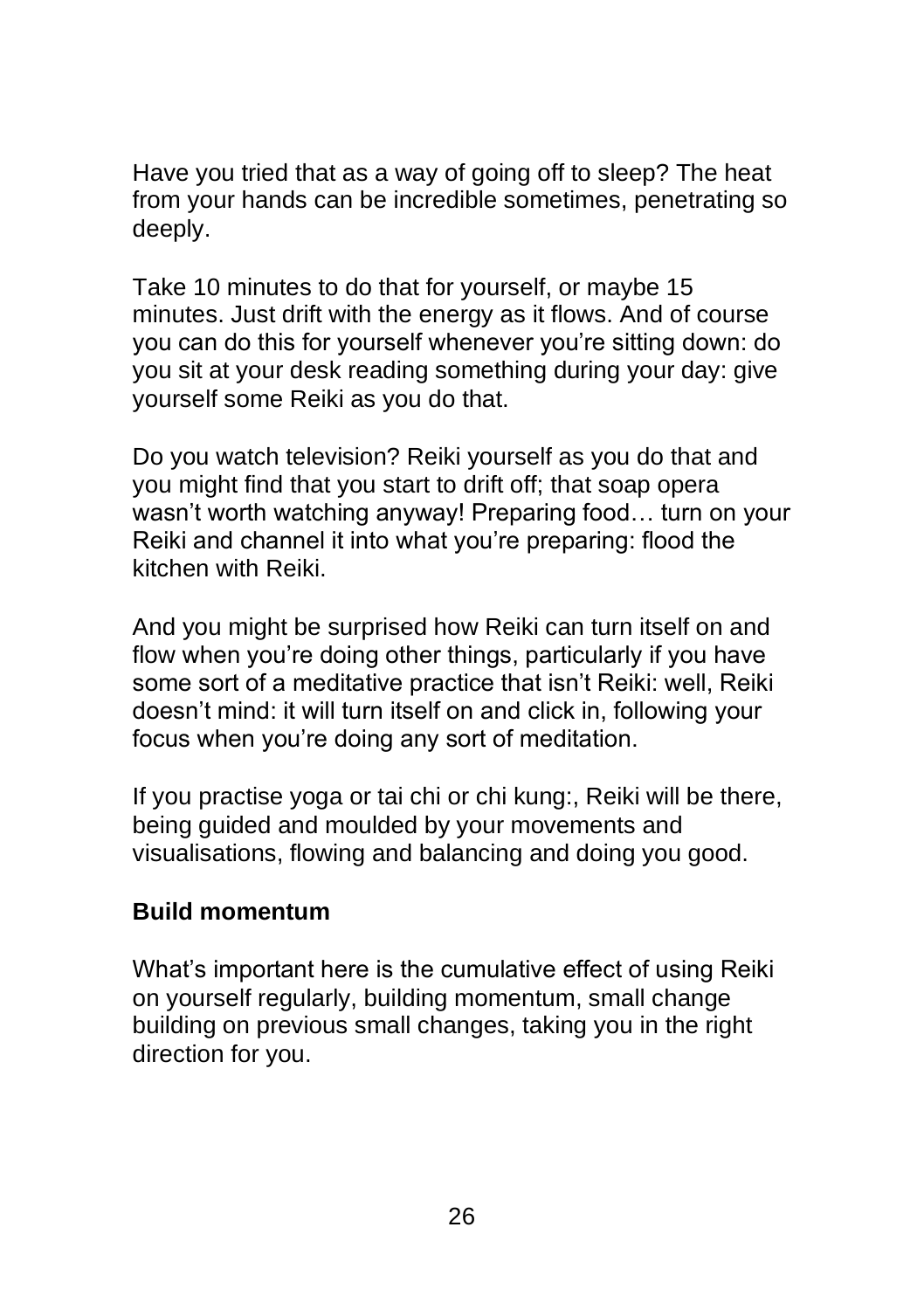Have you tried that as a way of going off to sleep? The heat from your hands can be incredible sometimes, penetrating so deeply.

Take 10 minutes to do that for yourself, or maybe 15 minutes. Just drift with the energy as it flows. And of course you can do this for yourself whenever you're sitting down: do you sit at your desk reading something during your day: give yourself some Reiki as you do that.

Do you watch television? Reiki yourself as you do that and you might find that you start to drift off; that soap opera wasn't worth watching anyway! Preparing food… turn on your Reiki and channel it into what you're preparing: flood the kitchen with Reiki.

And you might be surprised how Reiki can turn itself on and flow when you're doing other things, particularly if you have some sort of a meditative practice that isn't Reiki: well, Reiki doesn't mind: it will turn itself on and click in, following your focus when you're doing any sort of meditation.

If you practise yoga or tai chi or chi kung:, Reiki will be there, being guided and moulded by your movements and visualisations, flowing and balancing and doing you good.

**Build momentum**

What's important here is the cumulative effect of using Reiki on yourself regularly, building momentum, small change building on previous small changes, taking you in the right direction for you.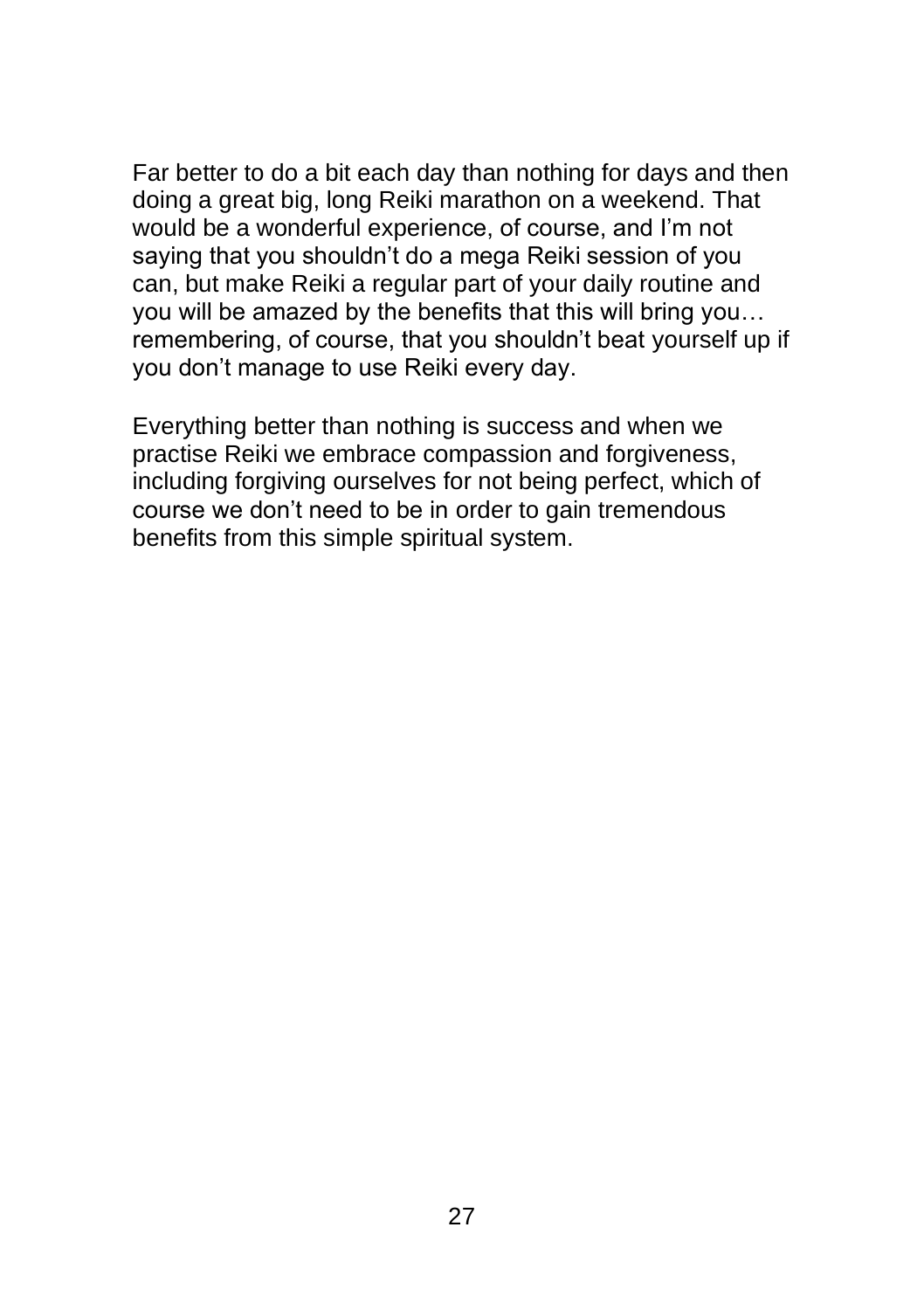Far better to do a bit each day than nothing for days and then doing a great big, long Reiki marathon on a weekend. That would be a wonderful experience, of course, and I'm not saying that you shouldn't do a mega Reiki session of you can, but make Reiki a regular part of your daily routine and you will be amazed by the benefits that this will bring you… remembering, of course, that you shouldn't beat yourself up if you don't manage to use Reiki every day.

Everything better than nothing is success and when we practise Reiki we embrace compassion and forgiveness, including forgiving ourselves for not being perfect, which of course we don't need to be in order to gain tremendous benefits from this simple spiritual system.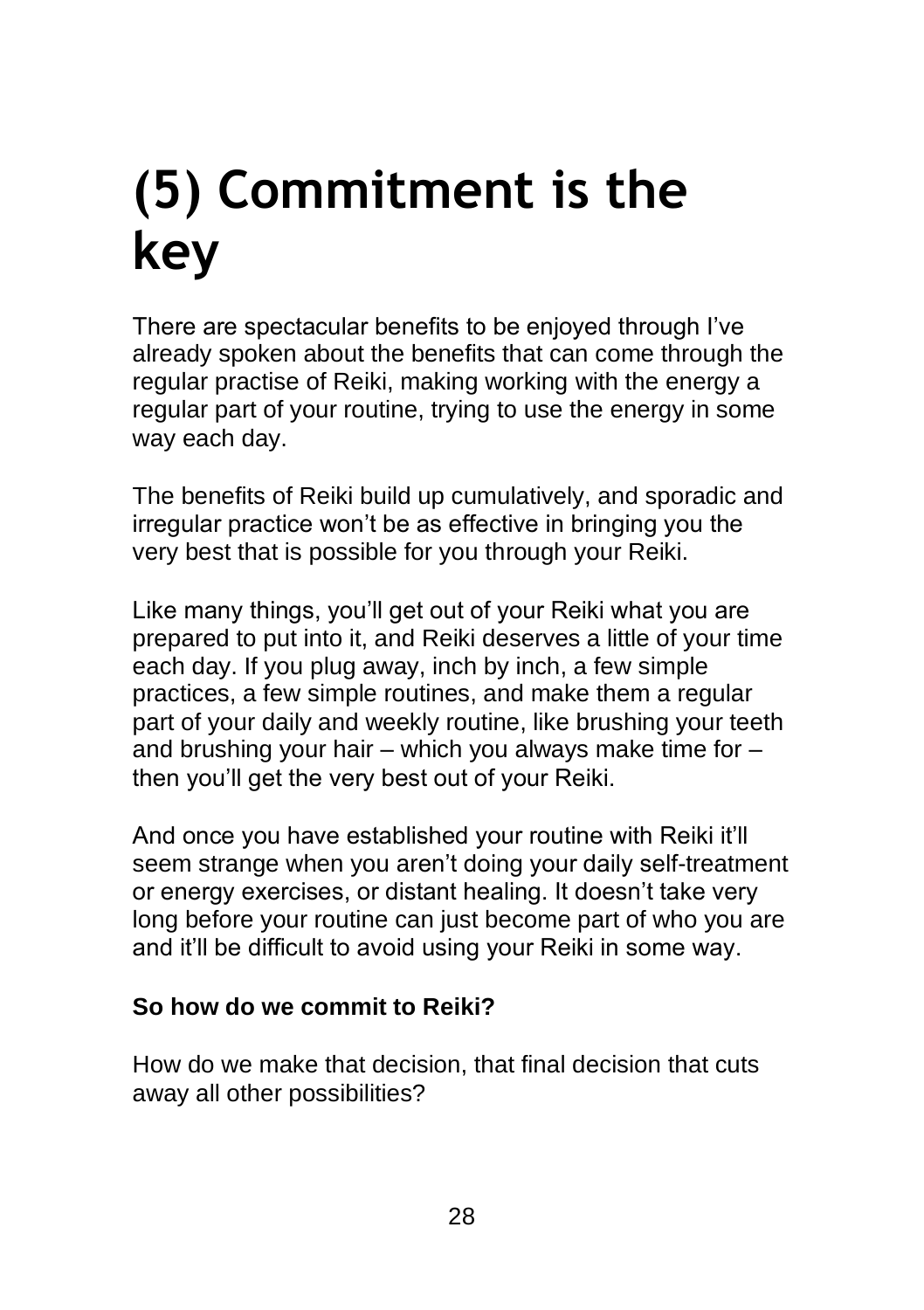# (5) Commitment is the key

There are spectacular benefits to be enjoyed through I've already spoken about the benefits that can come through the regular practise of Reiki, making working with the energy a regular part of your routine, trying to use the energy in some way each day.

The benefits of Reiki build up cumulatively, and sporadic and irregular practice won't be as effective in bringing you the very best that is possible for you through your Reiki.

Like many things, you'll get out of your Reiki what you are prepared to put into it, and Reiki deserves a little of your time each day. If you plug away, inch by inch, a few simple practices, a few simple routines, and make them a regular part of your daily and weekly routine, like brushing your teeth and brushing your hair – which you always make time for – then you'll get the very best out of your Reiki.

And once you have established your routine with Reiki it'll seem strange when you aren't doing your daily self-treatment or energy exercises, or distant healing. It doesn't take very long before your routine can just become part of who you are and it'll be difficult to avoid using your Reiki in some way.

**So how do we commit to Reiki?**

How do we make that decision, that final decision that cuts away all other possibilities?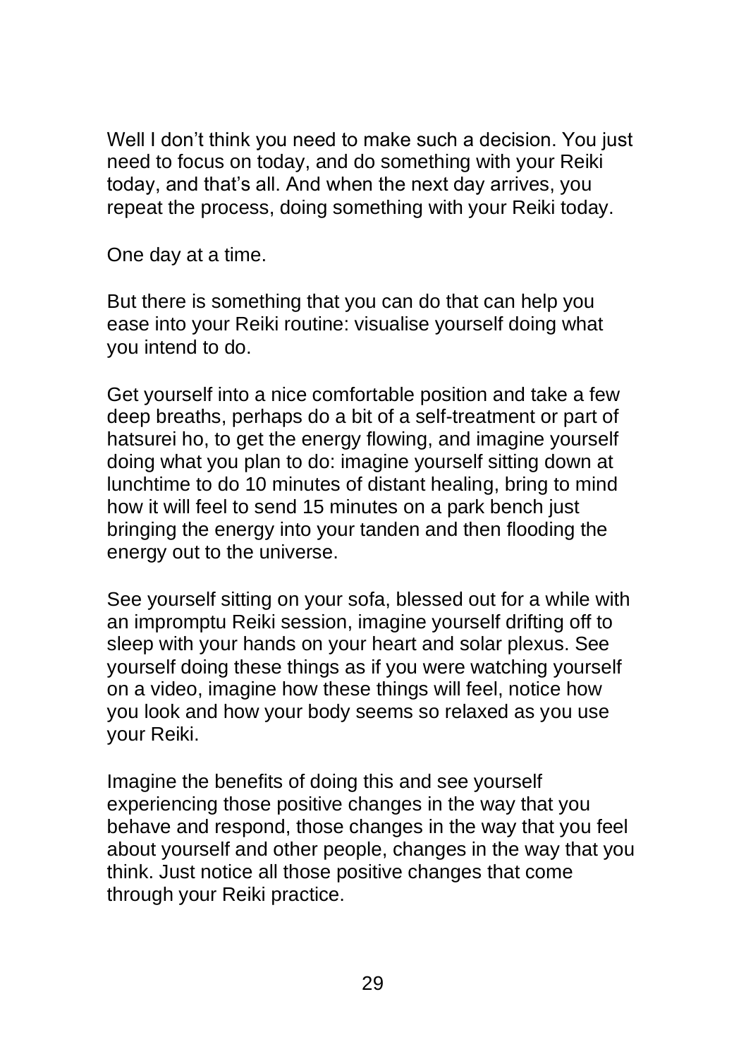Well I don't think you need to make such a decision. You just need to focus on today, and do something with your Reiki today, and that's all. And when the next day arrives, you repeat the process, doing something with your Reiki today.

One day at a time.

But there is something that you can do that can help you ease into your Reiki routine: visualise yourself doing what you intend to do.

Get yourself into a nice comfortable position and take a few deep breaths, perhaps do a bit of a self-treatment or part of hatsurei ho, to get the energy flowing, and imagine yourself doing what you plan to do: imagine yourself sitting down at lunchtime to do 10 minutes of distant healing, bring to mind how it will feel to send 15 minutes on a park bench just bringing the energy into your tanden and then flooding the energy out to the universe.

See yourself sitting on your sofa, blessed out for a while with an impromptu Reiki session, imagine yourself drifting off to sleep with your hands on your heart and solar plexus. See yourself doing these things as if you were watching yourself on a video, imagine how these things will feel, notice how you look and how your body seems so relaxed as you use your Reiki.

Imagine the benefits of doing this and see yourself experiencing those positive changes in the way that you behave and respond, those changes in the way that you feel about yourself and other people, changes in the way that you think. Just notice all those positive changes that come through your Reiki practice.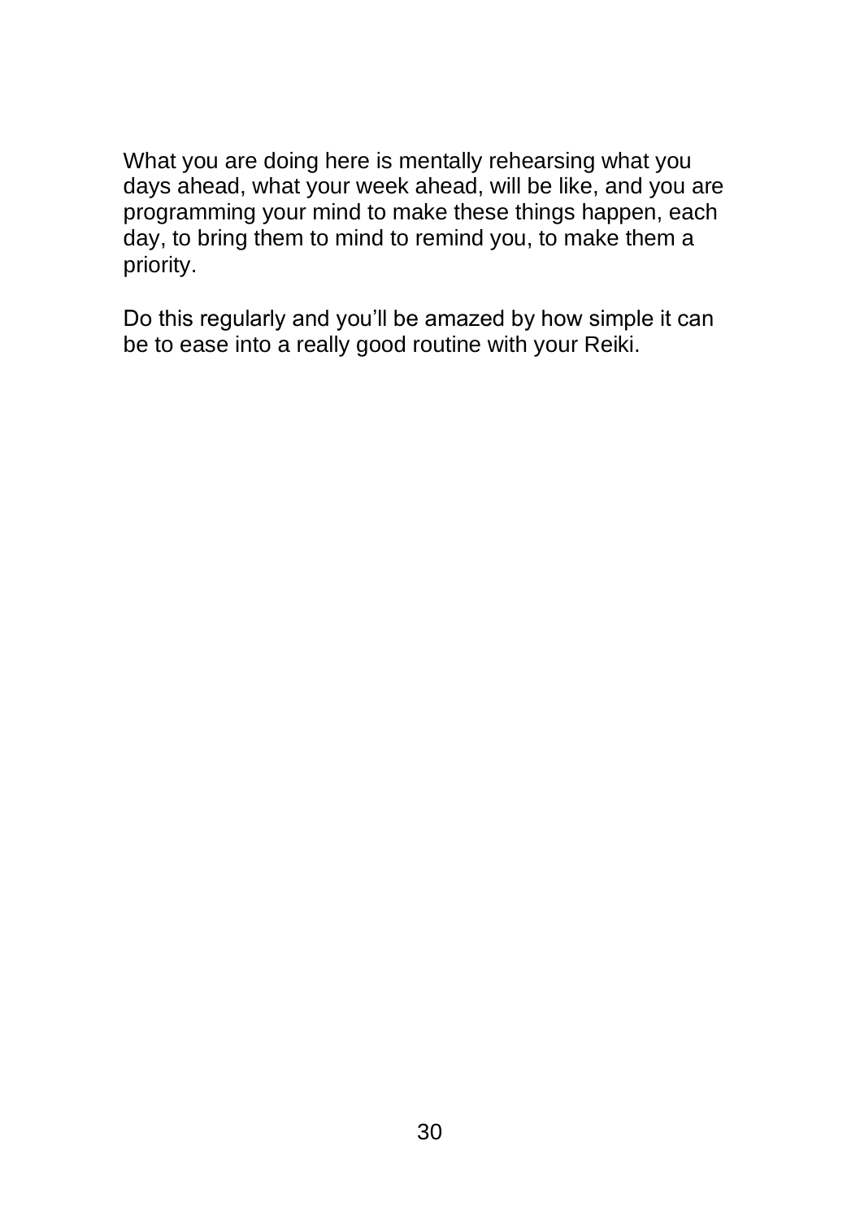What you are doing here is mentally rehearsing what you days ahead, what your week ahead, will be like, and you are programming your mind to make these things happen, each day, to bring them to mind to remind you, to make them a priority.

Do this regularly and you'll be amazed by how simple it can be to ease into a really good routine with your Reiki.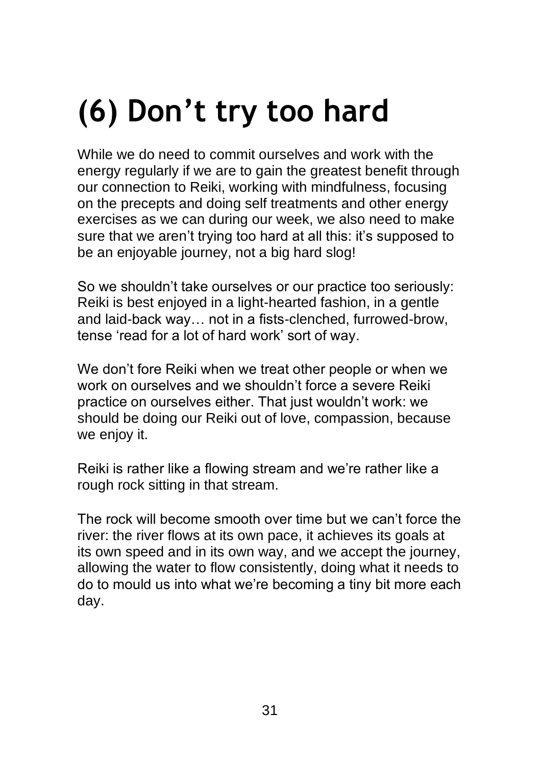# (6) Don't try too hard

While we do need to commit ourselves and work with the energy regularly if we are to gain the greatest benefit through our connection to Reiki, working with mindfulness, focusing on the precepts and doing self treatments and other energy exercises as we can during our week, we also need to make sure that we aren't trying too hard at all this: it's supposed to be an enjoyable journey, not a big hard slog!

So we shouldn't take ourselves or our practice too seriously: Reiki is best enjoyed in a light-hearted fashion, in a gentle and laid-back way… not in a fists-clenched, furrowed-brow, tense 'read for a lot of hard work' sort of way.

We don't fore Reiki when we treat other people or when we work on ourselves and we shouldn't force a severe Reiki practice on ourselves either. That just wouldn't work: we should be doing our Reiki out of love, compassion, because we enjoy it.

Reiki is rather like a flowing stream and we're rather like a rough rock sitting in that stream.

The rock will become smooth over time but we can't force the river: the river flows at its own pace, it achieves its goals at its own speed and in its own way, and we accept the journey, allowing the water to flow consistently, doing what it needs to do to mould us into what we're becoming a tiny bit more each day.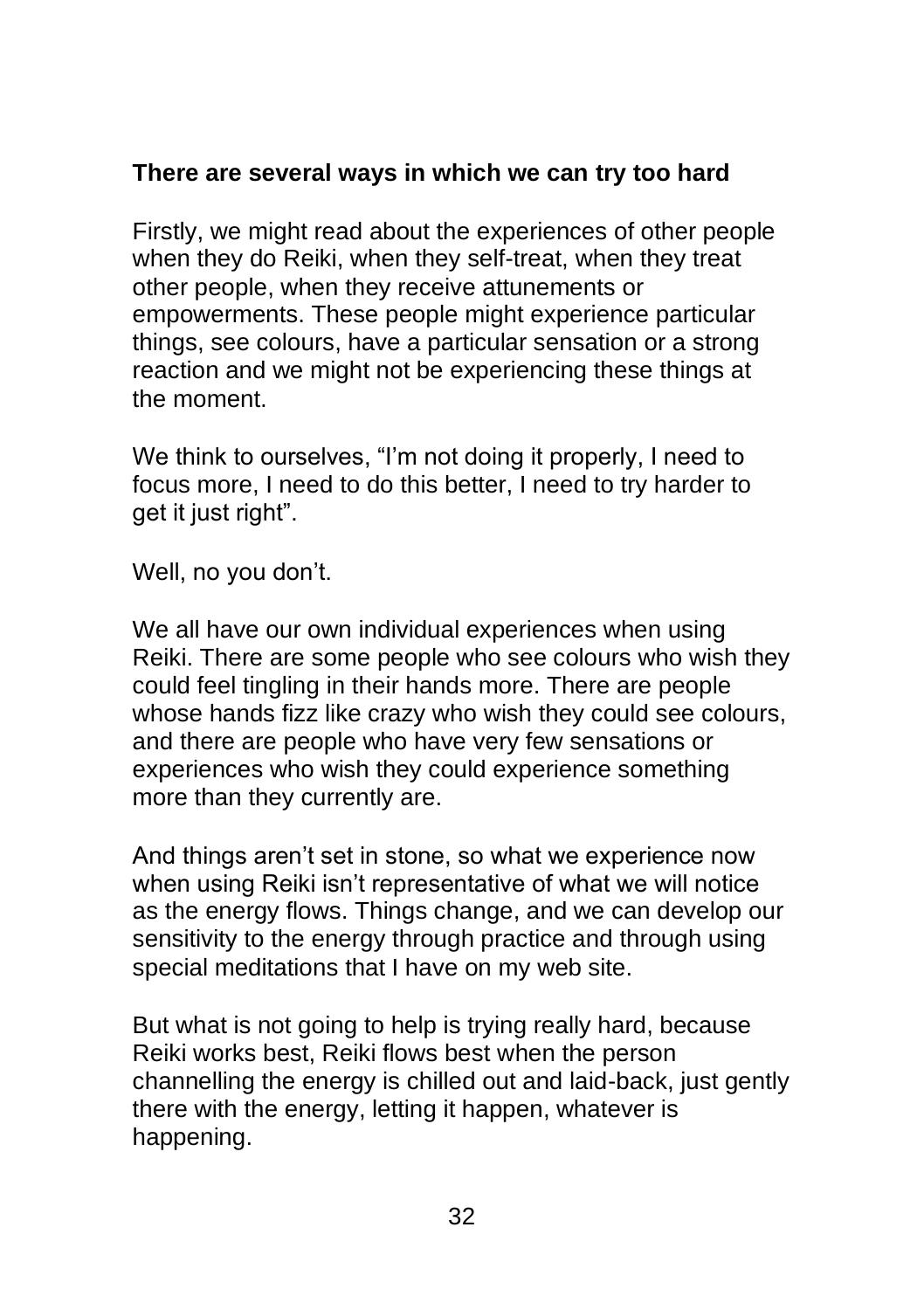**There are several ways in which we can try too hard**

Firstly, we might read about the experiences of other people when they do Reiki, when they self-treat, when they treat other people, when they receive attunements or empowerments. These people might experience particular things, see colours, have a particular sensation or a strong reaction and we might not be experiencing these things at the moment.

We think to ourselves, "I'm not doing it properly, I need to focus more, I need to do this better, I need to try harder to get it just right".

Well, no you don't.

We all have our own individual experiences when using Reiki. There are some people who see colours who wish they could feel tingling in their hands more. There are people whose hands fizz like crazy who wish they could see colours, and there are people who have very few sensations or experiences who wish they could experience something more than they currently are.

And things aren't set in stone, so what we experience now when using Reiki isn't representative of what we will notice as the energy flows. Things change, and we can develop our sensitivity to the energy through practice and through using special meditations that I have on my web site.

But what is not going to help is trying really hard, because Reiki works best, Reiki flows best when the person channelling the energy is chilled out and laid-back, just gently there with the energy, letting it happen, whatever is happening.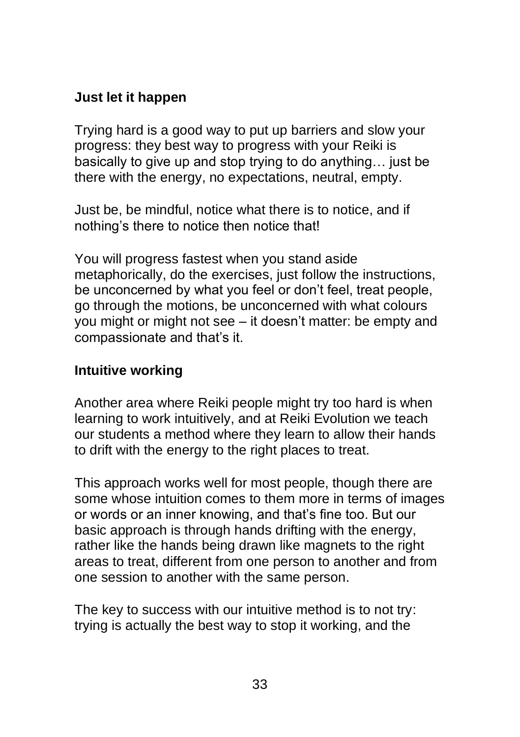## Just let it happen

Trying hard is a good way to put up barriers and slow your progress: they best way to progress with your Reiki is basically to give up and stop trying to do anything… just be there with the energy, no expectations, neutral, empty.

Just be, be mindful, notice what there is to notice, and if nothing's there to notice then notice that!

You will progress fastest when you stand aside metaphorically, do the exercises, just follow the instructions, be unconcerned by what you feel or don't feel, treat people, go through the motions, be unconcerned with what colours you might or might not see – it doesn't matter: be empty and compassionate and that's it.

## Intuitive working

Another area where Reiki people might try too hard is when learning to work intuitively, and at Reiki Evolution we teach our students a method where they learn to allow their hands to drift with the energy to the right places to treat.

This approach works well for most people, though there are some whose intuition comes to them more in terms of images or words or an inner knowing, and that's fine too. But our basic approach is through hands drifting with the energy, rather like the hands being drawn like magnets to the right areas to treat, different from one person to another and from one session to another with the same person.

The key to success with our intuitive method is to not try: trying is actually the best way to stop it working, and the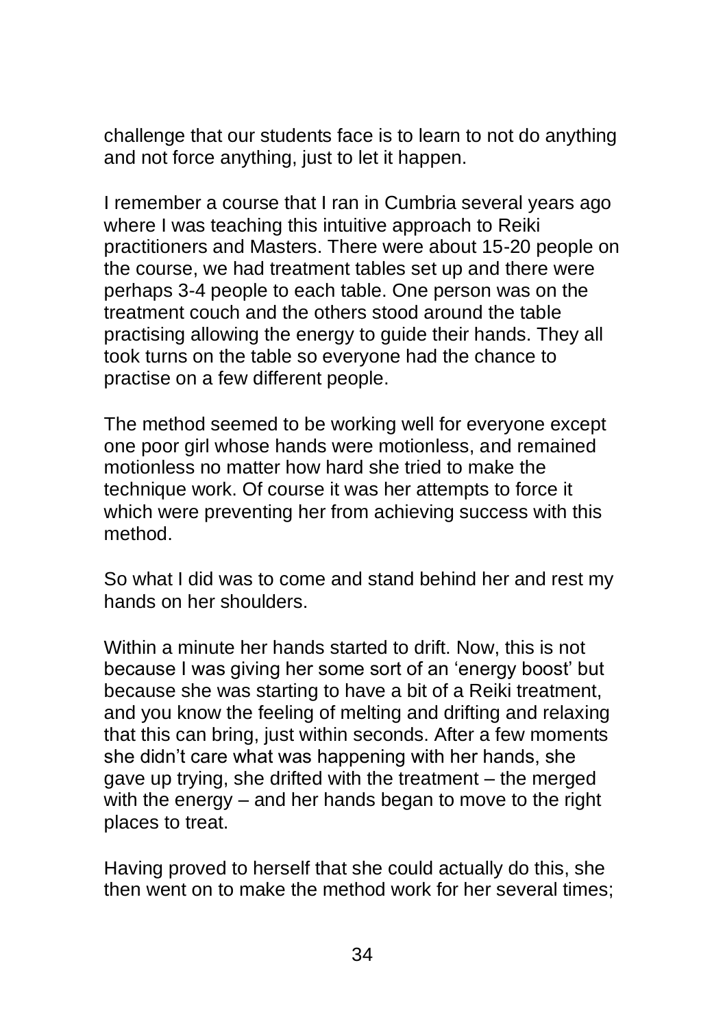challenge that our students face is to learn to not do anything and not force anything, just to let it happen.

I remember a course that I ran in Cumbria several years ago where I was teaching this intuitive approach to Reiki practitioners and Masters. There were about 15-20 people on the course, we had treatment tables set up and there were perhaps 3-4 people to each table. One person was on the treatment couch and the others stood around the table practising allowing the energy to guide their hands. They all took turns on the table so everyone had the chance to practise on a few different people.

The method seemed to be working well for everyone except one poor girl whose hands were motionless, and remained motionless no matter how hard she tried to make the technique work. Of course it was her attempts to force it which were preventing her from achieving success with this method.

So what I did was to come and stand behind her and rest my hands on her shoulders.

Within a minute her hands started to drift. Now, this is not because I was giving her some sort of an 'energy boost' but because she was starting to have a bit of a Reiki treatment, and you know the feeling of melting and drifting and relaxing that this can bring, just within seconds. After a few moments she didn't care what was happening with her hands, she gave up trying, she drifted with the treatment – the merged with the energy – and her hands began to move to the right places to treat.

Having proved to herself that she could actually do this, she then went on to make the method work for her several times;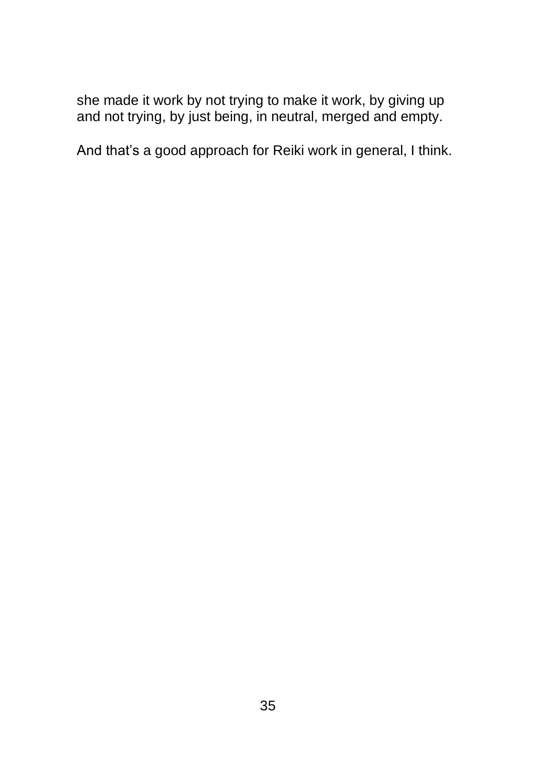she made it work by not trying to make it work, by giving up and not trying, by just being, in neutral, merged and empty.

And that’s a good approach for Reiki work in general, I think.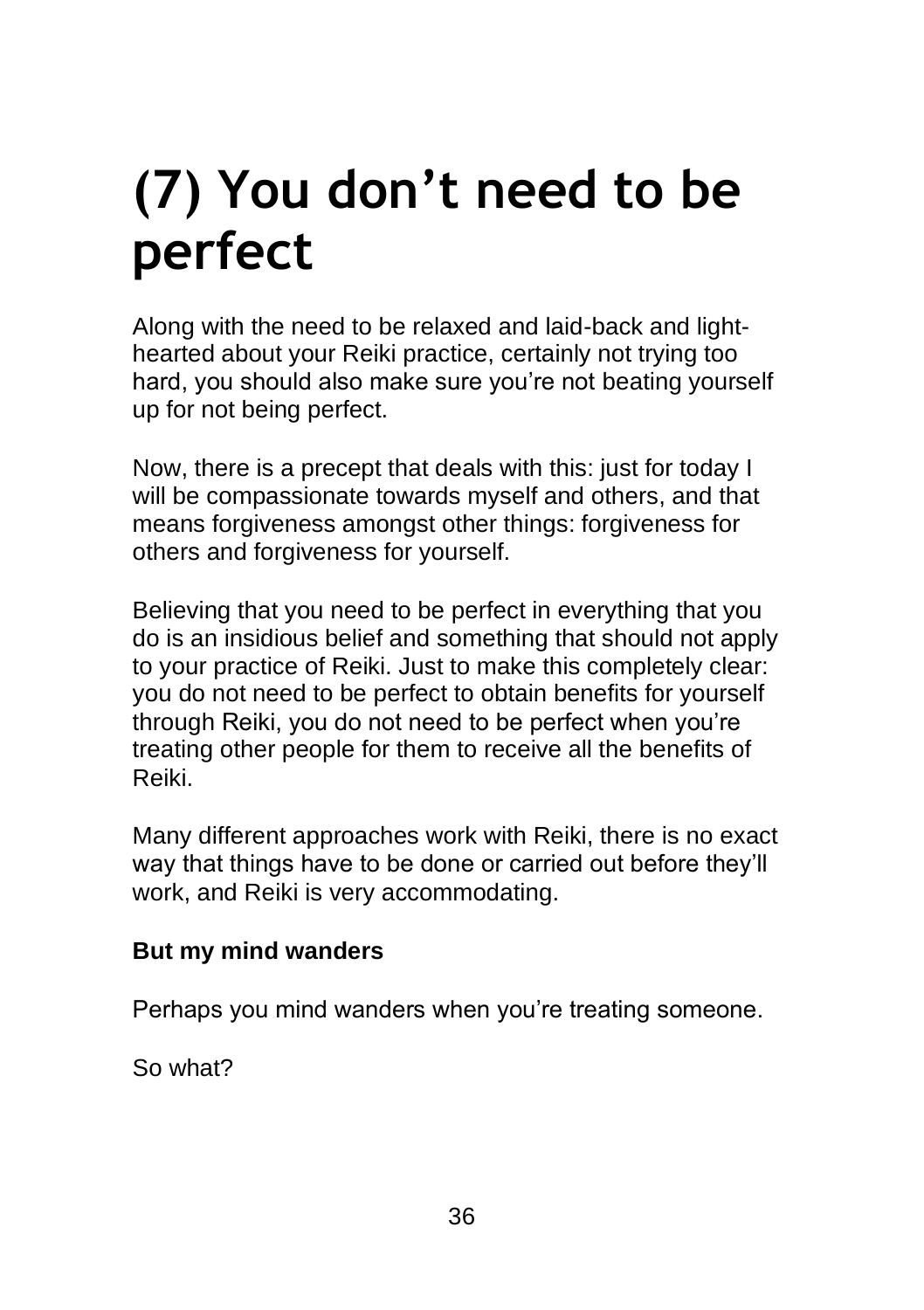# (7) You don't need to be perfect

Along with the need to be relaxed and laid-back and light-hearted about your Reiki practice, certainly not trying too hard, you should also make sure you're not beating yourself up for not being perfect.

Now, there is a precept that deals with this: just for today I will be compassionate towards myself and others, and that means forgiveness amongst other things: forgiveness for others and forgiveness for yourself.

Believing that you need to be perfect in everything that you do is an insidious belief and something that should not apply to your practice of Reiki. Just to make this completely clear: you do not need to be perfect to obtain benefits for yourself through Reiki, you do not need to be perfect when you're treating other people for them to receive all the benefits of Reiki.

Many different approaches work with Reiki, there is no exact way that things have to be done or carried out before they'll work, and Reiki is very accommodating.

**But my mind wanders**

Perhaps you mind wanders when you're treating someone.

So what?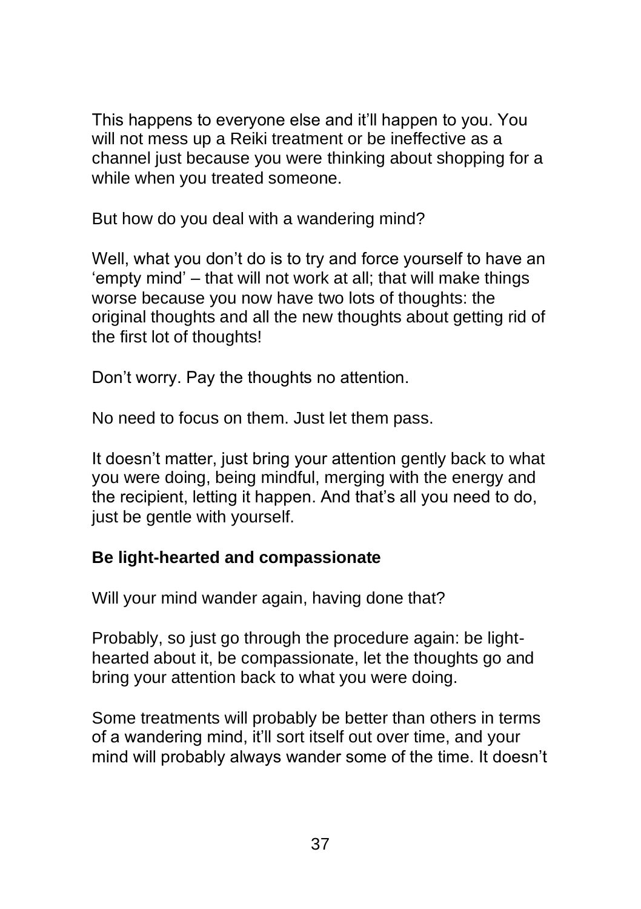This happens to everyone else and it'll happen to you. You will not mess up a Reiki treatment or be ineffective as a channel just because you were thinking about shopping for a while when you treated someone.

But how do you deal with a wandering mind?

Well, what you don't do is to try and force yourself to have an 'empty mind' – that will not work at all; that will make things worse because you now have two lots of thoughts: the original thoughts and all the new thoughts about getting rid of the first lot of thoughts!

Don't worry. Pay the thoughts no attention.

No need to focus on them. Just let them pass.

It doesn't matter, just bring your attention gently back to what you were doing, being mindful, merging with the energy and the recipient, letting it happen. And that's all you need to do, just be gentle with yourself.

**Be light-hearted and compassionate**

Will your mind wander again, having done that?

Probably, so just go through the procedure again: be light-hearted about it, be compassionate, let the thoughts go and bring your attention back to what you were doing.

Some treatments will probably be better than others in terms of a wandering mind, it'll sort itself out over time, and your mind will probably always wander some of the time. It doesn't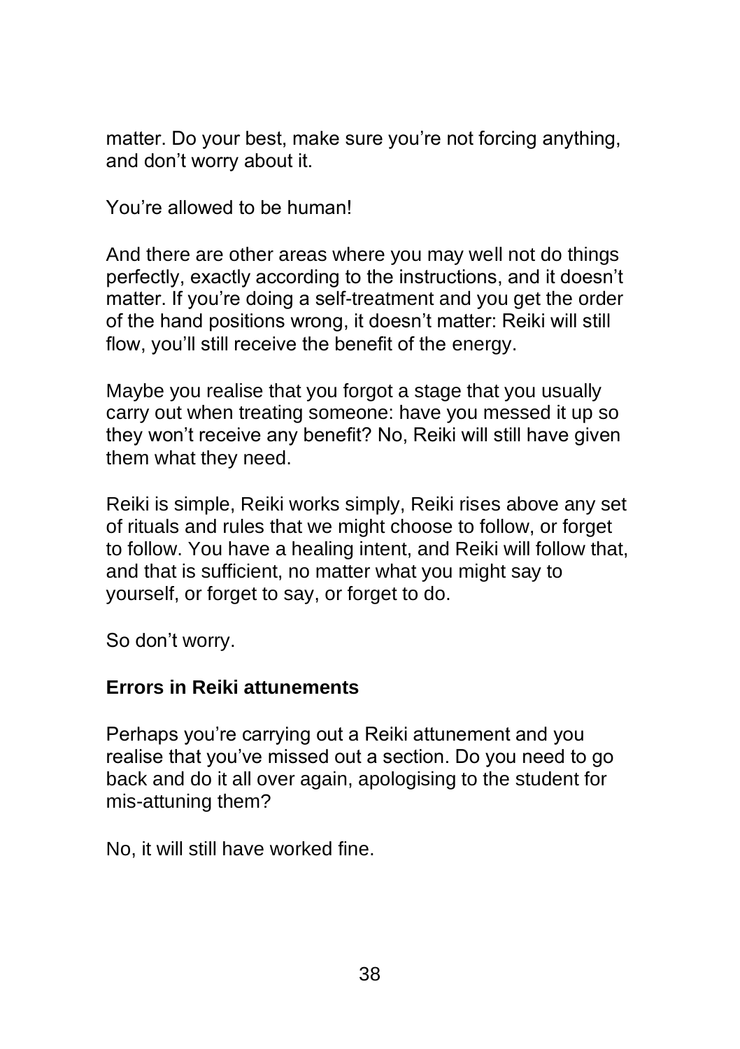matter. Do your best, make sure you're not forcing anything, and don't worry about it.

You're allowed to be human!

And there are other areas where you may well not do things perfectly, exactly according to the instructions, and it doesn't matter. If you're doing a self-treatment and you get the order of the hand positions wrong, it doesn't matter: Reiki will still flow, you'll still receive the benefit of the energy.

Maybe you realise that you forgot a stage that you usually carry out when treating someone: have you messed it up so they won't receive any benefit? No, Reiki will still have given them what they need.

Reiki is simple, Reiki works simply, Reiki rises above any set of rituals and rules that we might choose to follow, or forget to follow. You have a healing intent, and Reiki will follow that, and that is sufficient, no matter what you might say to yourself, or forget to say, or forget to do.

So don't worry.

### Errors in Reiki attunements

Perhaps you're carrying out a Reiki attunement and you realise that you've missed out a section. Do you need to go back and do it all over again, apologising to the student for mis-attuning them?

No, it will still have worked fine.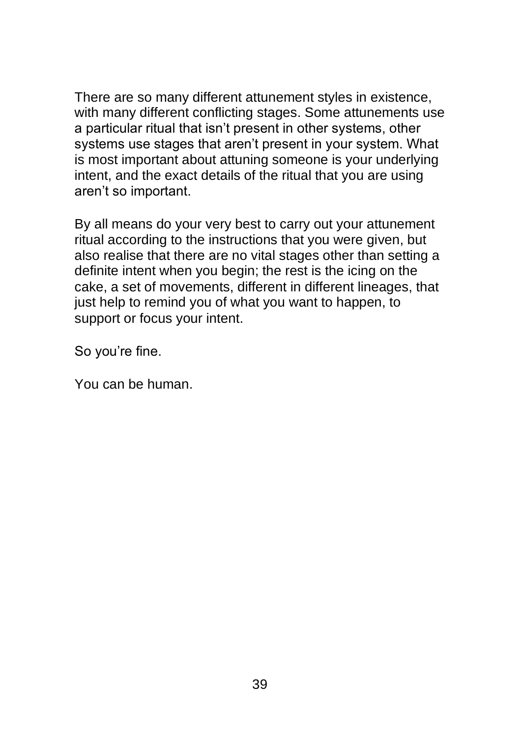There are so many different attunement styles in existence, with many different conflicting stages. Some attunements use a particular ritual that isn't present in other systems, other systems use stages that aren't present in your system. What is most important about attuning someone is your underlying intent, and the exact details of the ritual that you are using aren't so important.

By all means do your very best to carry out your attunement ritual according to the instructions that you were given, but also realise that there are no vital stages other than setting a definite intent when you begin; the rest is the icing on the cake, a set of movements, different in different lineages, that just help to remind you of what you want to happen, to support or focus your intent.

So you're fine.

You can be human.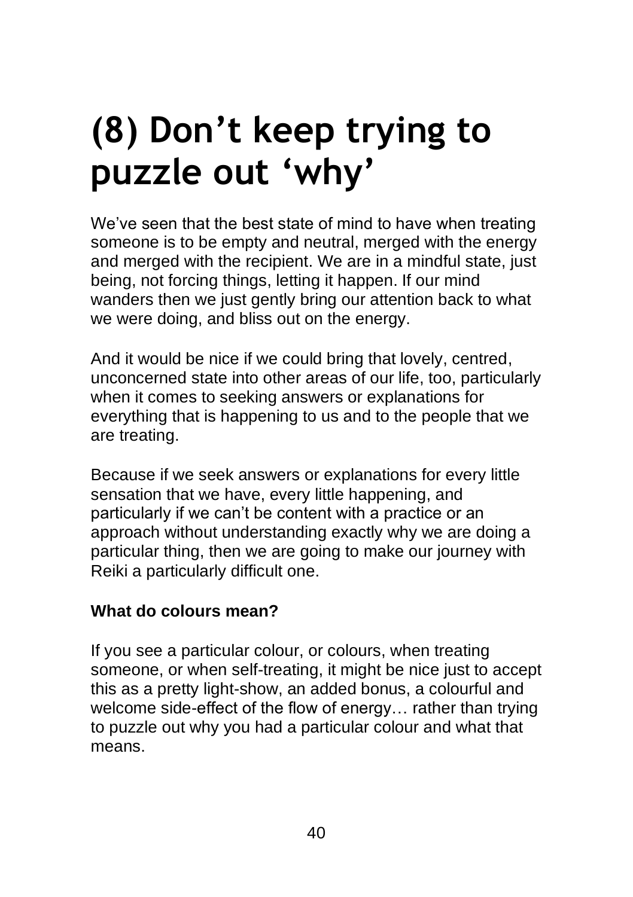# (8) Don’t keep trying to puzzle out ‘why’

We’ve seen that the best state of mind to have when treating someone is to be empty and neutral, merged with the energy and merged with the recipient. We are in a mindful state, just being, not forcing things, letting it happen. If our mind wanders then we just gently bring our attention back to what we were doing, and bliss out on the energy.

And it would be nice if we could bring that lovely, centred, unconcerned state into other areas of our life, too, particularly when it comes to seeking answers or explanations for everything that is happening to us and to the people that we are treating.

Because if we seek answers or explanations for every little sensation that we have, every little happening, and particularly if we can’t be content with a practice or an approach without understanding exactly why we are doing a particular thing, then we are going to make our journey with Reiki a particularly difficult one.

**What do colours mean?**

If you see a particular colour, or colours, when treating someone, or when self-treating, it might be nice just to accept this as a pretty light-show, an added bonus, a colourful and welcome side-effect of the flow of energy… rather than trying to puzzle out why you had a particular colour and what that means.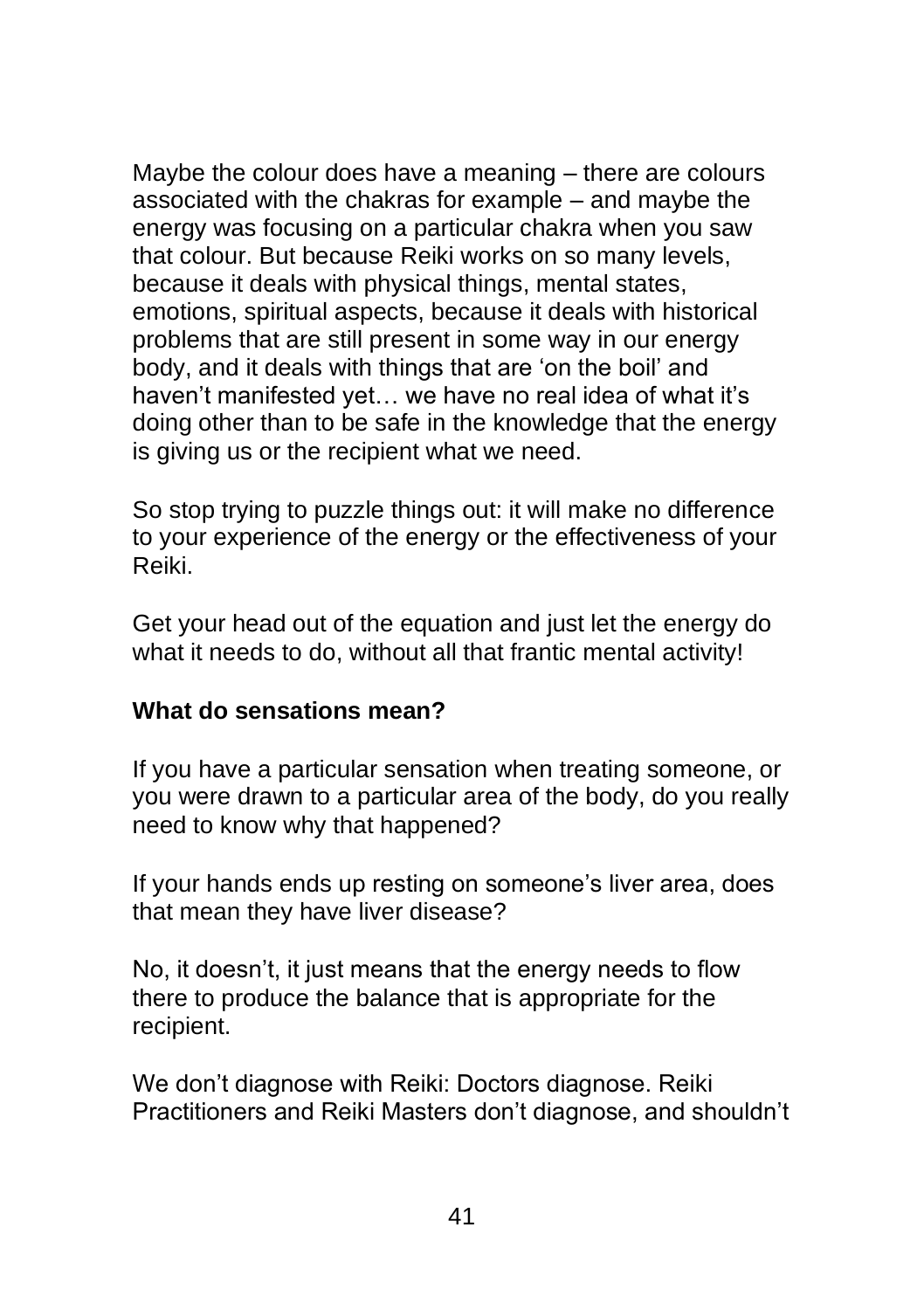Maybe the colour does have a meaning – there are colours associated with the chakras for example – and maybe the energy was focusing on a particular chakra when you saw that colour. But because Reiki works on so many levels, because it deals with physical things, mental states, emotions, spiritual aspects, because it deals with historical problems that are still present in some way in our energy body, and it deals with things that are 'on the boil' and haven't manifested yet… we have no real idea of what it's doing other than to be safe in the knowledge that the energy is giving us or the recipient what we need.

So stop trying to puzzle things out: it will make no difference to your experience of the energy or the effectiveness of your Reiki.

Get your head out of the equation and just let the energy do what it needs to do, without all that frantic mental activity!

**What do sensations mean?**

If you have a particular sensation when treating someone, or you were drawn to a particular area of the body, do you really need to know why that happened?

If your hands ends up resting on someone's liver area, does that mean they have liver disease?

No, it doesn't, it just means that the energy needs to flow there to produce the balance that is appropriate for the recipient.

We don't diagnose with Reiki: Doctors diagnose. Reiki Practitioners and Reiki Masters don't diagnose, and shouldn't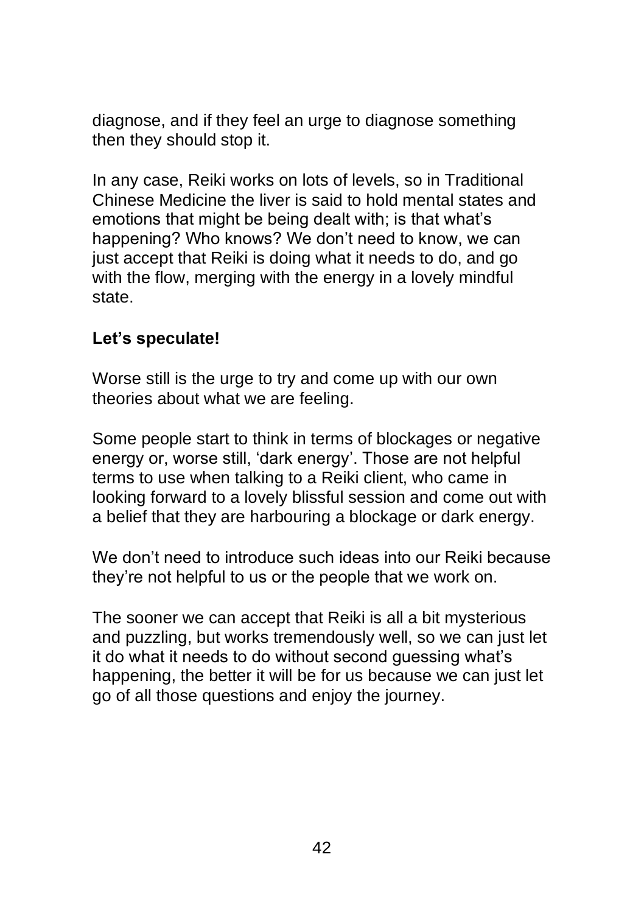diagnose, and if they feel an urge to diagnose something then they should stop it.

In any case, Reiki works on lots of levels, so in Traditional Chinese Medicine the liver is said to hold mental states and emotions that might be being dealt with; is that what's happening? Who knows? We don't need to know, we can just accept that Reiki is doing what it needs to do, and go with the flow, merging with the energy in a lovely mindful state.

**Let's speculate!**

Worse still is the urge to try and come up with our own theories about what we are feeling.

Some people start to think in terms of blockages or negative energy or, worse still, 'dark energy'. Those are not helpful terms to use when talking to a Reiki client, who came in looking forward to a lovely blissful session and come out with a belief that they are harbouring a blockage or dark energy.

We don't need to introduce such ideas into our Reiki because they're not helpful to us or the people that we work on.

The sooner we can accept that Reiki is all a bit mysterious and puzzling, but works tremendously well, so we can just let it do what it needs to do without second guessing what's happening, the better it will be for us because we can just let go of all those questions and enjoy the journey.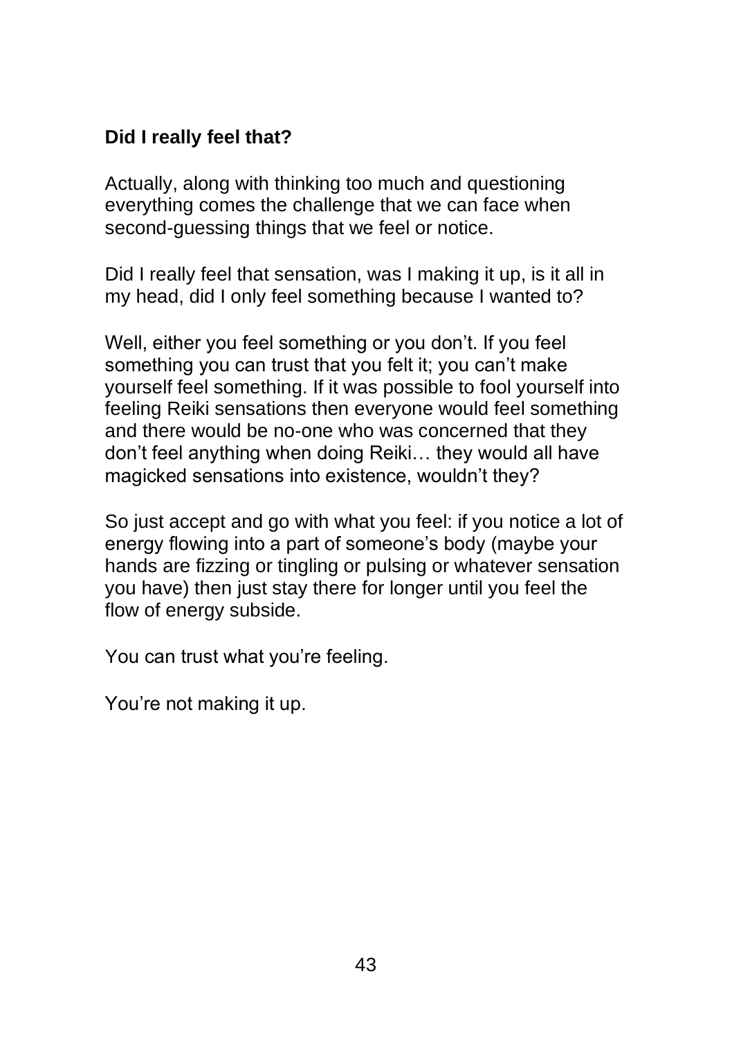### Did I really feel that?

Actually, along with thinking too much and questioning everything comes the challenge that we can face when second-guessing things that we feel or notice.

Did I really feel that sensation, was I making it up, is it all in my head, did I only feel something because I wanted to?

Well, either you feel something or you don't. If you feel something you can trust that you felt it; you can't make yourself feel something. If it was possible to fool yourself into feeling Reiki sensations then everyone would feel something and there would be no-one who was concerned that they don't feel anything when doing Reiki… they would all have magicked sensations into existence, wouldn't they?

So just accept and go with what you feel: if you notice a lot of energy flowing into a part of someone's body (maybe your hands are fizzing or tingling or pulsing or whatever sensation you have) then just stay there for longer until you feel the flow of energy subside.

You can trust what you're feeling.

You're not making it up.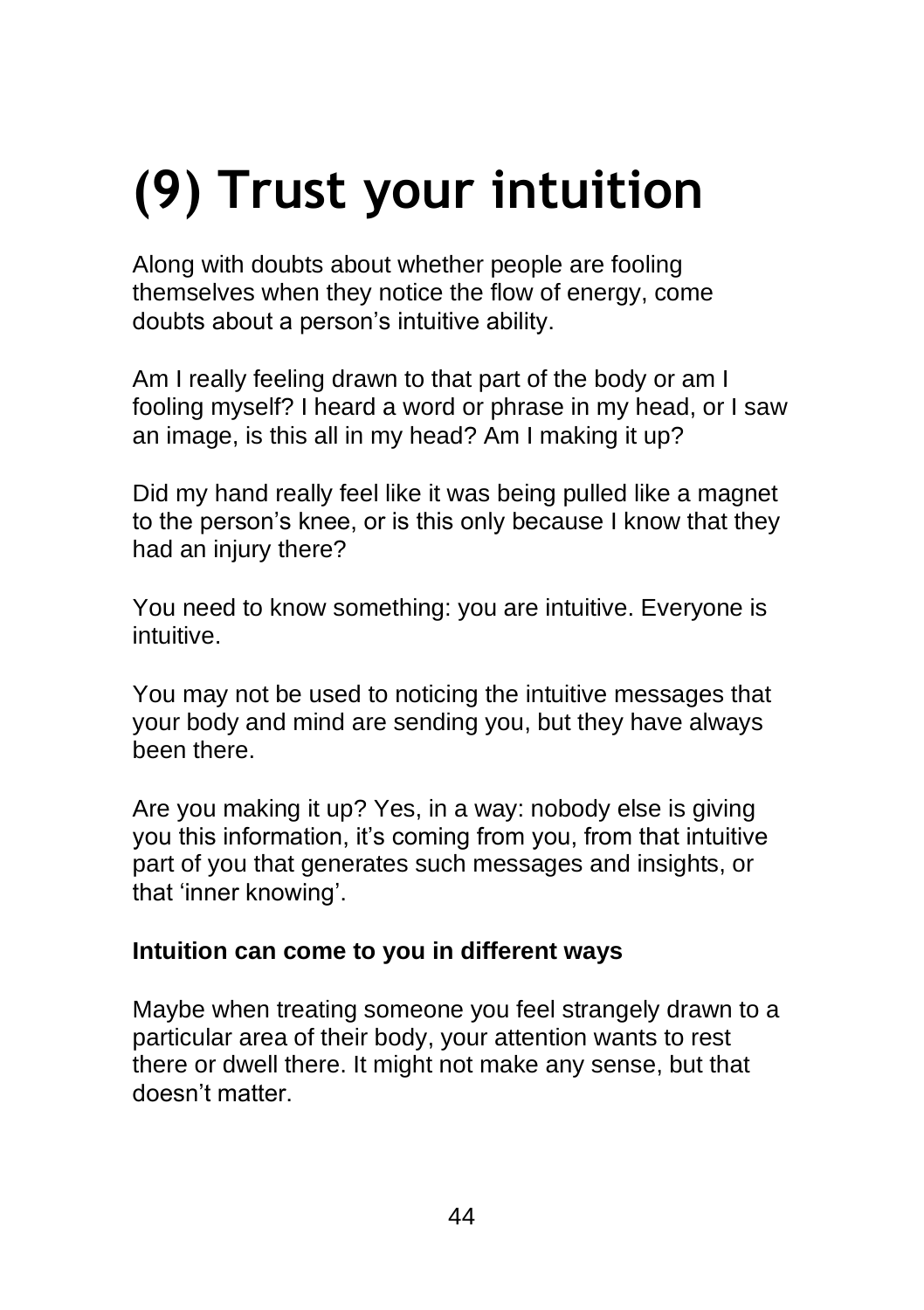# (9) Trust your intuition

Along with doubts about whether people are fooling themselves when they notice the flow of energy, come doubts about a person's intuitive ability.

Am I really feeling drawn to that part of the body or am I fooling myself? I heard a word or phrase in my head, or I saw an image, is this all in my head? Am I making it up?

Did my hand really feel like it was being pulled like a magnet to the person's knee, or is this only because I know that they had an injury there?

You need to know something: you are intuitive. Everyone is intuitive.

You may not be used to noticing the intuitive messages that your body and mind are sending you, but they have always been there.

Are you making it up? Yes, in a way: nobody else is giving you this information, it's coming from you, from that intuitive part of you that generates such messages and insights, or that 'inner knowing'.

**Intuition can come to you in different ways**

Maybe when treating someone you feel strangely drawn to a particular area of their body, your attention wants to rest there or dwell there. It might not make any sense, but that doesn't matter.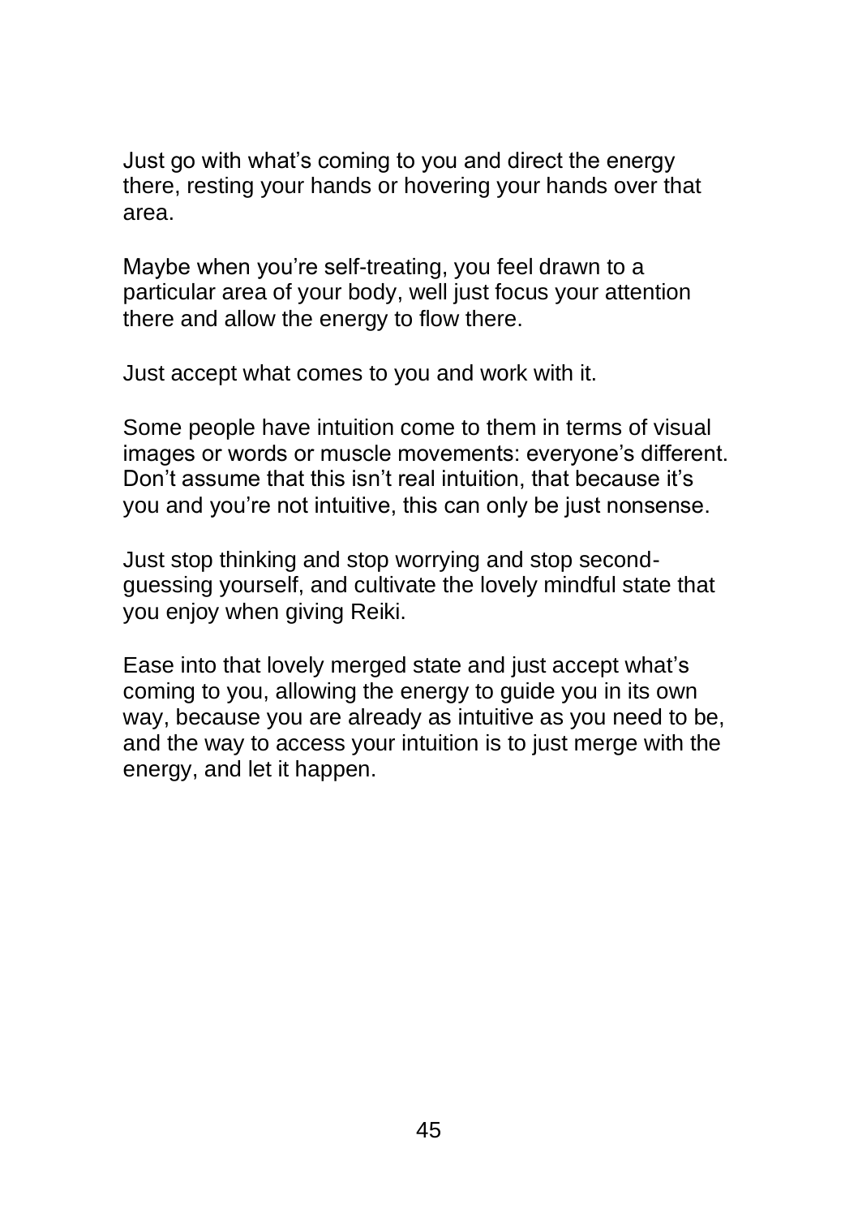Just go with what's coming to you and direct the energy there, resting your hands or hovering your hands over that area.

Maybe when you're self-treating, you feel drawn to a particular area of your body, well just focus your attention there and allow the energy to flow there.

Just accept what comes to you and work with it.

Some people have intuition come to them in terms of visual images or words or muscle movements: everyone's different. Don't assume that this isn't real intuition, that because it's you and you're not intuitive, this can only be just nonsense.

Just stop thinking and stop worrying and stop second-guessing yourself, and cultivate the lovely mindful state that you enjoy when giving Reiki.

Ease into that lovely merged state and just accept what's coming to you, allowing the energy to guide you in its own way, because you are already as intuitive as you need to be, and the way to access your intuition is to just merge with the energy, and let it happen.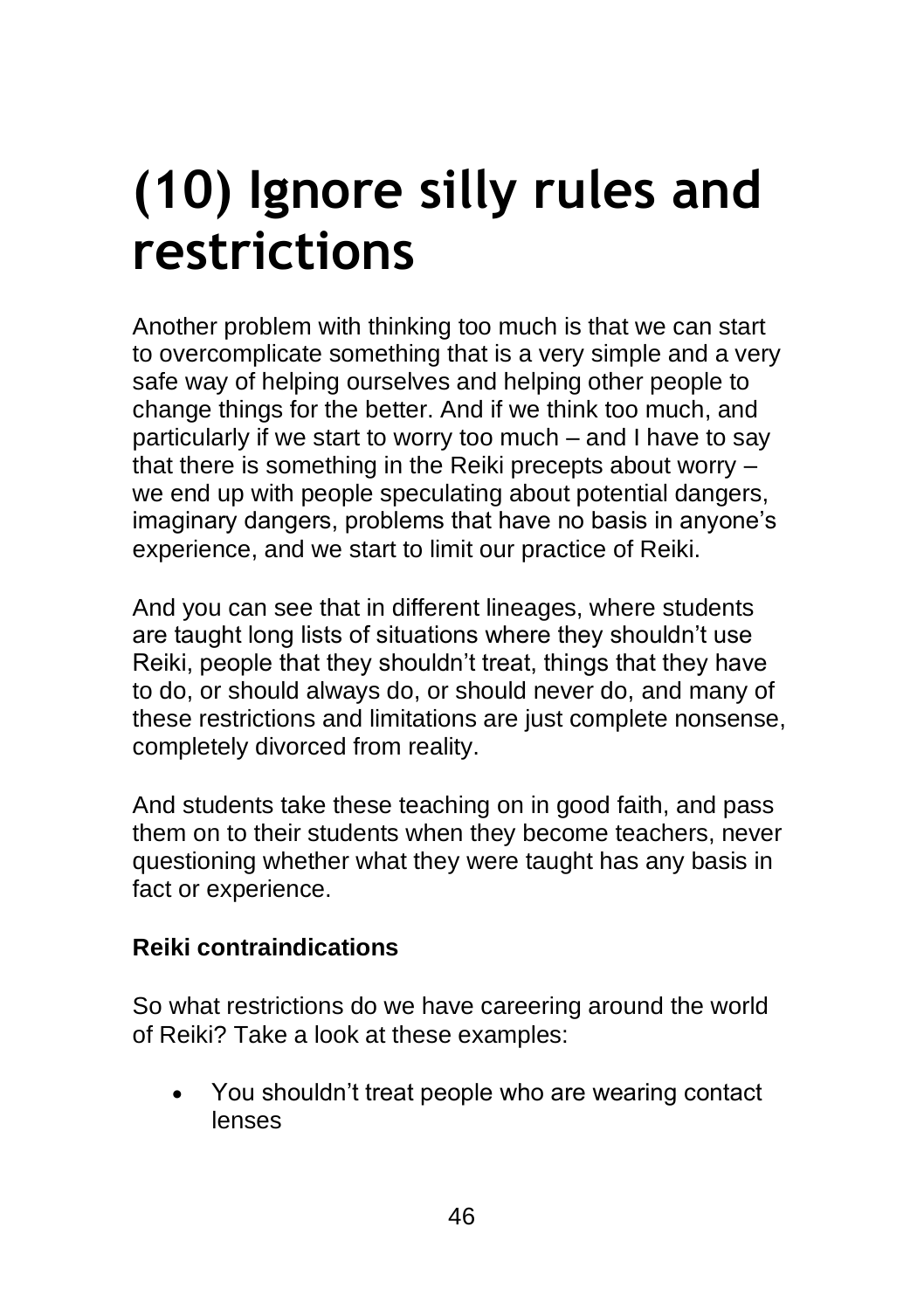# (10) Ignore silly rules and restrictions

Another problem with thinking too much is that we can start to overcomplicate something that is a very simple and a very safe way of helping ourselves and helping other people to change things for the better. And if we think too much, and particularly if we start to worry too much – and I have to say that there is something in the Reiki precepts about worry – we end up with people speculating about potential dangers, imaginary dangers, problems that have no basis in anyone's experience, and we start to limit our practice of Reiki.

And you can see that in different lineages, where students are taught long lists of situations where they shouldn't use Reiki, people that they shouldn't treat, things that they have to do, or should always do, or should never do, and many of these restrictions and limitations are just complete nonsense, completely divorced from reality.

And students take these teaching on in good faith, and pass them on to their students when they become teachers, never questioning whether what they were taught has any basis in fact or experience.

**Reiki contraindications**

So what restrictions do we have careering around the world of Reiki? Take a look at these examples:

- You shouldn't treat people who are wearing contact lenses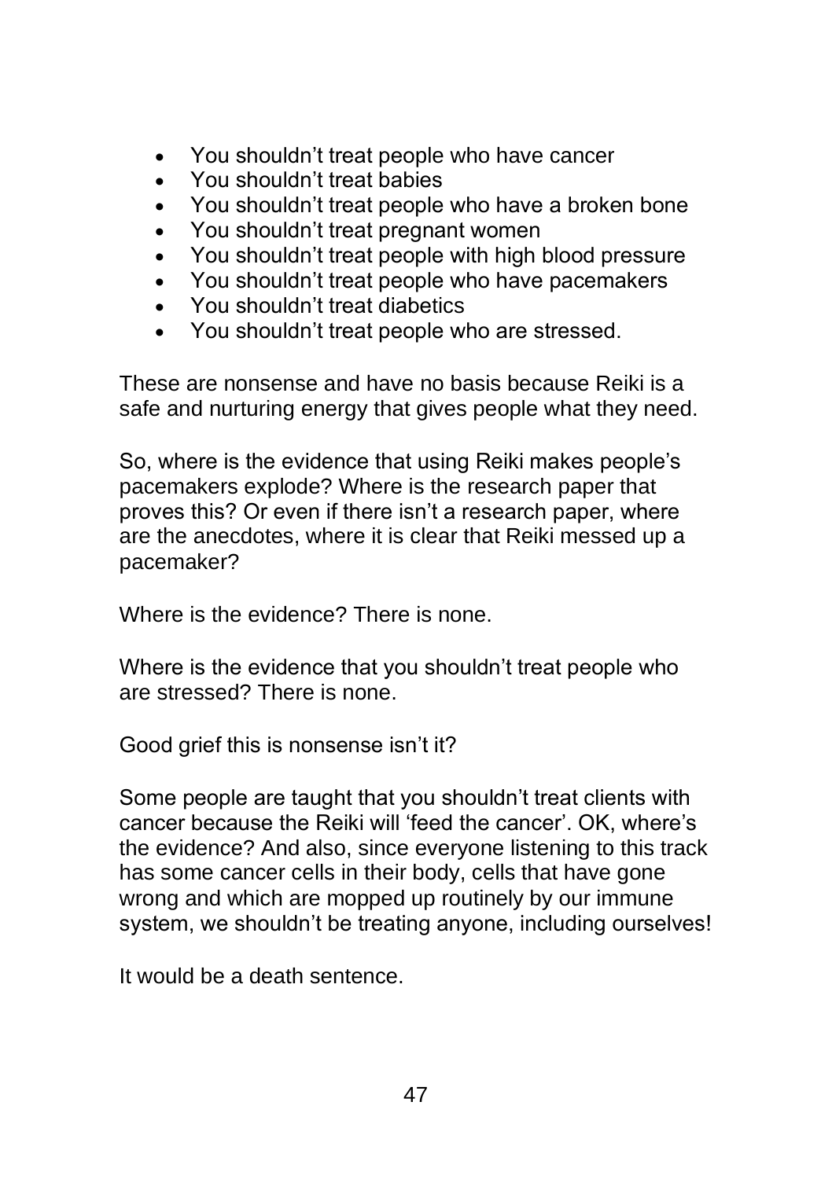- You shouldn't treat people who have cancer
- You shouldn't treat babies
- You shouldn't treat people who have a broken bone
- You shouldn't treat pregnant women
- You shouldn't treat people with high blood pressure
- You shouldn't treat people who have pacemakers
- You shouldn't treat diabetics
- You shouldn't treat people who are stressed.

These are nonsense and have no basis because Reiki is a safe and nurturing energy that gives people what they need.

So, where is the evidence that using Reiki makes people's pacemakers explode? Where is the research paper that proves this? Or even if there isn't a research paper, where are the anecdotes, where it is clear that Reiki messed up a pacemaker?

Where is the evidence? There is none.

Where is the evidence that you shouldn't treat people who are stressed? There is none.

Good grief this is nonsense isn't it?

Some people are taught that you shouldn't treat clients with cancer because the Reiki will 'feed the cancer'. OK, where's the evidence? And also, since everyone listening to this track has some cancer cells in their body, cells that have gone wrong and which are mopped up routinely by our immune system, we shouldn't be treating anyone, including ourselves!

It would be a death sentence.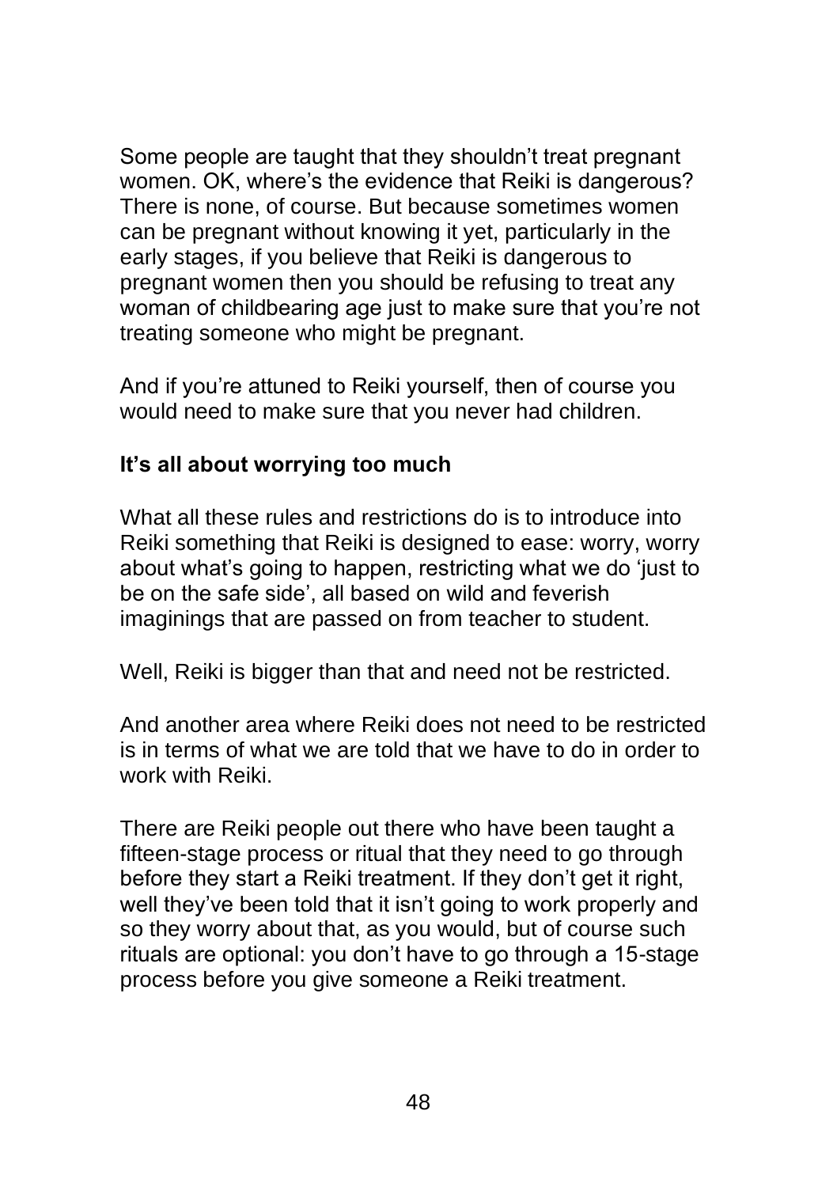Some people are taught that they shouldn't treat pregnant women. OK, where's the evidence that Reiki is dangerous? There is none, of course. But because sometimes women can be pregnant without knowing it yet, particularly in the early stages, if you believe that Reiki is dangerous to pregnant women then you should be refusing to treat any woman of childbearing age just to make sure that you're not treating someone who might be pregnant.

And if you're attuned to Reiki yourself, then of course you would need to make sure that you never had children.

**It's all about worrying too much**

What all these rules and restrictions do is to introduce into Reiki something that Reiki is designed to ease: worry, worry about what's going to happen, restricting what we do 'just to be on the safe side', all based on wild and feverish imaginings that are passed on from teacher to student.

Well, Reiki is bigger than that and need not be restricted.

And another area where Reiki does not need to be restricted is in terms of what we are told that we have to do in order to work with Reiki.

There are Reiki people out there who have been taught a fifteen-stage process or ritual that they need to go through before they start a Reiki treatment. If they don't get it right, well they've been told that it isn't going to work properly and so they worry about that, as you would, but of course such rituals are optional: you don't have to go through a 15-stage process before you give someone a Reiki treatment.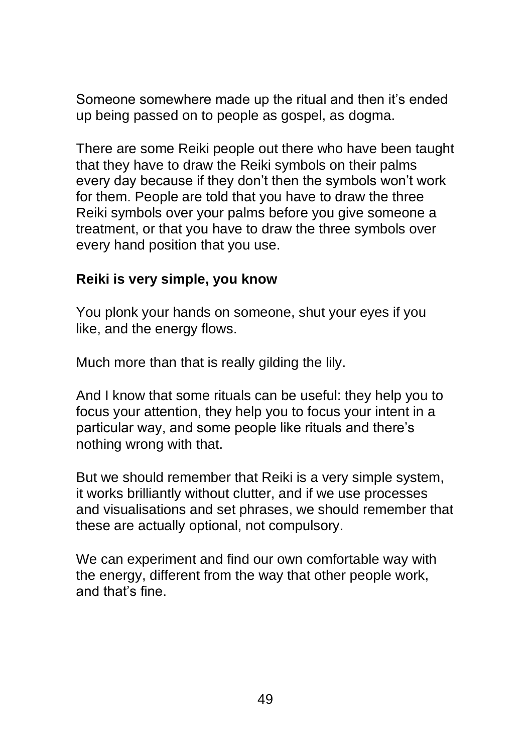Someone somewhere made up the ritual and then it's ended up being passed on to people as gospel, as dogma.

There are some Reiki people out there who have been taught that they have to draw the Reiki symbols on their palms every day because if they don't then the symbols won't work for them. People are told that you have to draw the three Reiki symbols over your palms before you give someone a treatment, or that you have to draw the three symbols over every hand position that you use.

**Reiki is very simple, you know**

You plonk your hands on someone, shut your eyes if you like, and the energy flows.

Much more than that is really gilding the lily.

And I know that some rituals can be useful: they help you to focus your attention, they help you to focus your intent in a particular way, and some people like rituals and there's nothing wrong with that.

But we should remember that Reiki is a very simple system, it works brilliantly without clutter, and if we use processes and visualisations and set phrases, we should remember that these are actually optional, not compulsory.

We can experiment and find our own comfortable way with the energy, different from the way that other people work, and that's fine.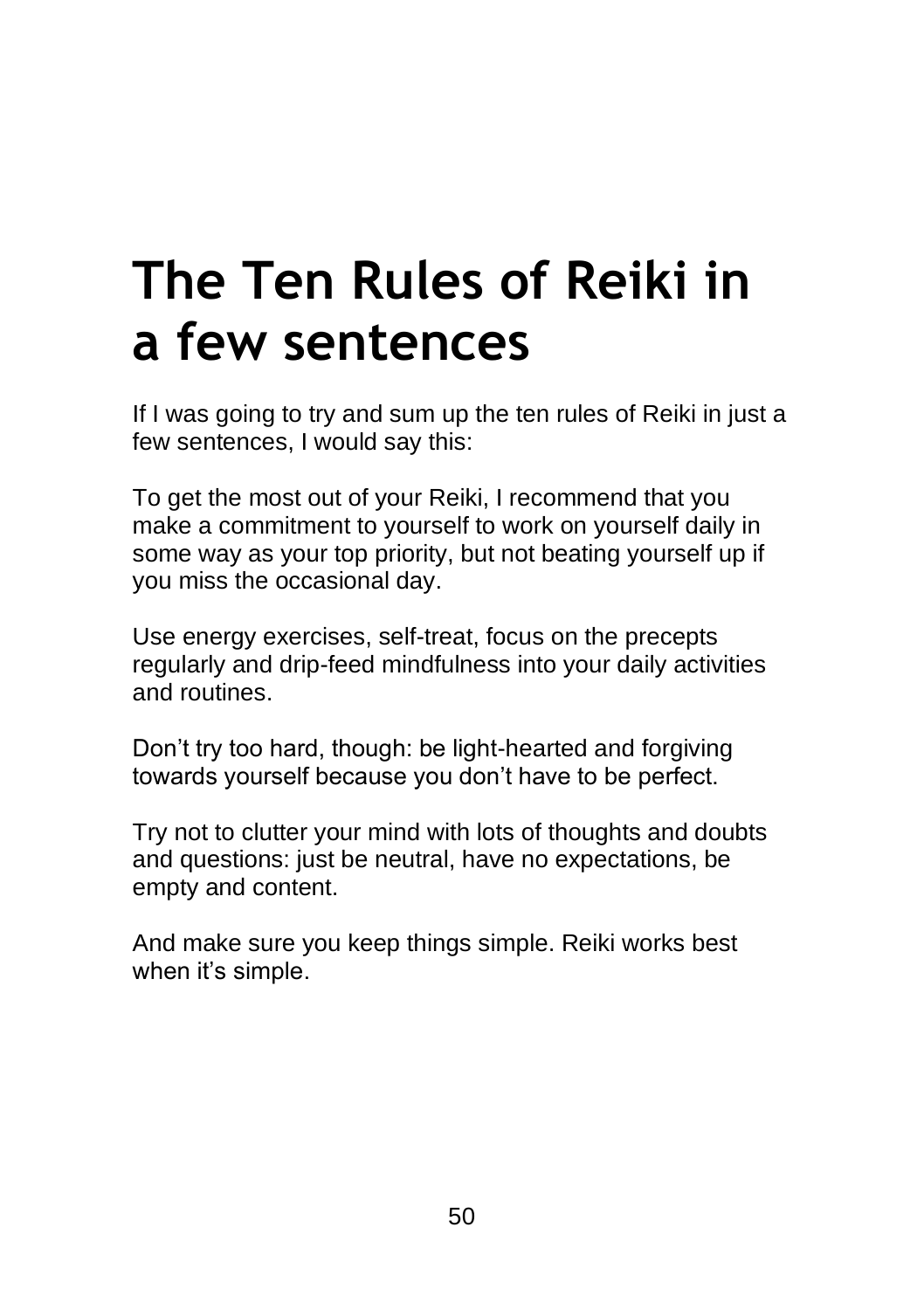# The Ten Rules of Reiki in a few sentences

If I was going to try and sum up the ten rules of Reiki in just a few sentences, I would say this:

To get the most out of your Reiki, I recommend that you make a commitment to yourself to work on yourself daily in some way as your top priority, but not beating yourself up if you miss the occasional day.

Use energy exercises, self-treat, focus on the precepts regularly and drip-feed mindfulness into your daily activities and routines.

Don't try too hard, though: be light-hearted and forgiving towards yourself because you don't have to be perfect.

Try not to clutter your mind with lots of thoughts and doubts and questions: just be neutral, have no expectations, be empty and content.

And make sure you keep things simple. Reiki works best when it's simple.